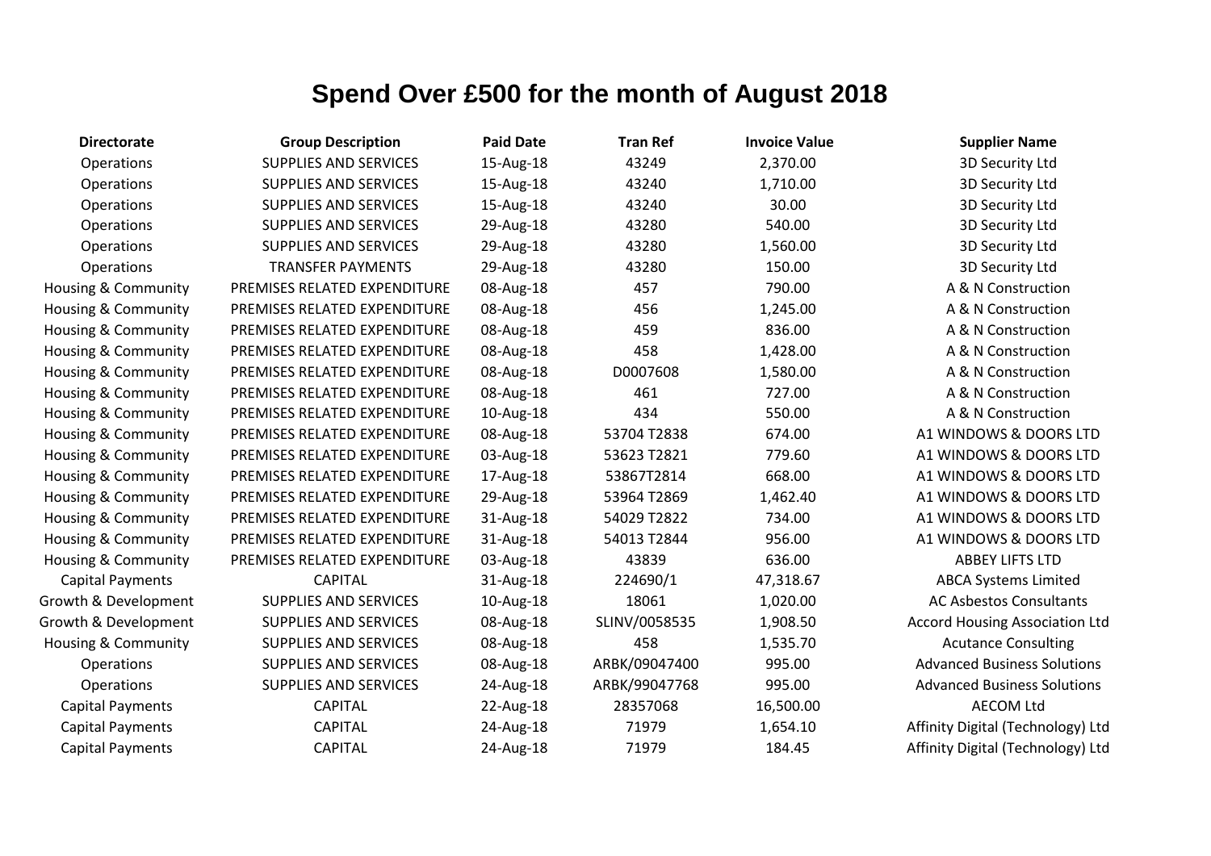# Spend Over £500 for the month of August 2018

| Directorate | Group Description | Paid Date | Tran Ref | Invoice Value | Supplier Name |
|---|---|---|---|---|---|
| Operations | SUPPLIES AND SERVICES | 15-Aug-18 | 43249 | 2,370.00 | 3D Security Ltd |
| Operations | SUPPLIES AND SERVICES | 15-Aug-18 | 43240 | 1,710.00 | 3D Security Ltd |
| Operations | SUPPLIES AND SERVICES | 15-Aug-18 | 43240 | 30.00 | 3D Security Ltd |
| Operations | SUPPLIES AND SERVICES | 29-Aug-18 | 43280 | 540.00 | 3D Security Ltd |
| Operations | SUPPLIES AND SERVICES | 29-Aug-18 | 43280 | 1,560.00 | 3D Security Ltd |
| Operations | TRANSFER PAYMENTS | 29-Aug-18 | 43280 | 150.00 | 3D Security Ltd |
| Housing & Community | PREMISES RELATED EXPENDITURE | 08-Aug-18 | 457 | 790.00 | A & N Construction |
| Housing & Community | PREMISES RELATED EXPENDITURE | 08-Aug-18 | 456 | 1,245.00 | A & N Construction |
| Housing & Community | PREMISES RELATED EXPENDITURE | 08-Aug-18 | 459 | 836.00 | A & N Construction |
| Housing & Community | PREMISES RELATED EXPENDITURE | 08-Aug-18 | 458 | 1,428.00 | A & N Construction |
| Housing & Community | PREMISES RELATED EXPENDITURE | 08-Aug-18 | D0007608 | 1,580.00 | A & N Construction |
| Housing & Community | PREMISES RELATED EXPENDITURE | 08-Aug-18 | 461 | 727.00 | A & N Construction |
| Housing & Community | PREMISES RELATED EXPENDITURE | 10-Aug-18 | 434 | 550.00 | A & N Construction |
| Housing & Community | PREMISES RELATED EXPENDITURE | 08-Aug-18 | 53704 T2838 | 674.00 | A1 WINDOWS & DOORS LTD |
| Housing & Community | PREMISES RELATED EXPENDITURE | 03-Aug-18 | 53623 T2821 | 779.60 | A1 WINDOWS & DOORS LTD |
| Housing & Community | PREMISES RELATED EXPENDITURE | 17-Aug-18 | 53867T2814 | 668.00 | A1 WINDOWS & DOORS LTD |
| Housing & Community | PREMISES RELATED EXPENDITURE | 29-Aug-18 | 53964 T2869 | 1,462.40 | A1 WINDOWS & DOORS LTD |
| Housing & Community | PREMISES RELATED EXPENDITURE | 31-Aug-18 | 54029 T2822 | 734.00 | A1 WINDOWS & DOORS LTD |
| Housing & Community | PREMISES RELATED EXPENDITURE | 31-Aug-18 | 54013 T2844 | 956.00 | A1 WINDOWS & DOORS LTD |
| Housing & Community | PREMISES RELATED EXPENDITURE | 03-Aug-18 | 43839 | 636.00 | ABBEY LIFTS LTD |
| Capital Payments | CAPITAL | 31-Aug-18 | 224690/1 | 47,318.67 | ABCA Systems Limited |
| Growth & Development | SUPPLIES AND SERVICES | 10-Aug-18 | 18061 | 1,020.00 | AC Asbestos Consultants |
| Growth & Development | SUPPLIES AND SERVICES | 08-Aug-18 | SLINV/0058535 | 1,908.50 | Accord Housing Association Ltd |
| Housing & Community | SUPPLIES AND SERVICES | 08-Aug-18 | 458 | 1,535.70 | Acutance Consulting |
| Operations | SUPPLIES AND SERVICES | 08-Aug-18 | ARBK/09047400 | 995.00 | Advanced Business Solutions |
| Operations | SUPPLIES AND SERVICES | 24-Aug-18 | ARBK/99047768 | 995.00 | Advanced Business Solutions |
| Capital Payments | CAPITAL | 22-Aug-18 | 28357068 | 16,500.00 | AECOM Ltd |
| Capital Payments | CAPITAL | 24-Aug-18 | 71979 | 1,654.10 | Affinity Digital (Technology) Ltd |
| Capital Payments | CAPITAL | 24-Aug-18 | 71979 | 184.45 | Affinity Digital (Technology) Ltd |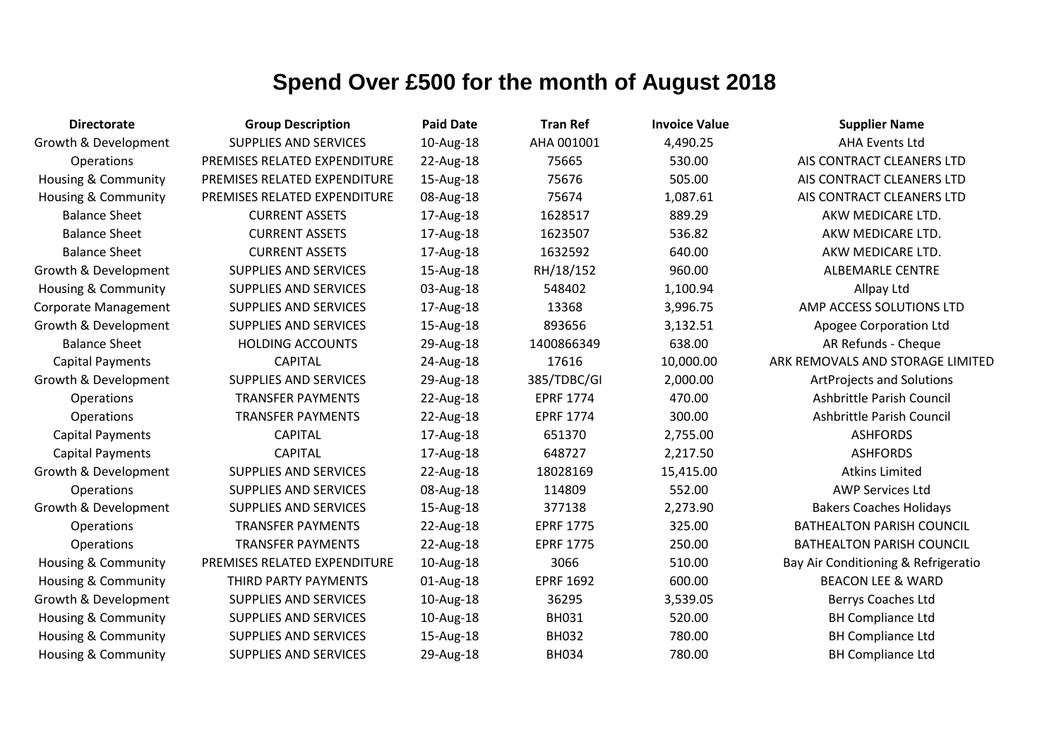# Spend Over £500 for the month of August 2018

| Directorate | Group Description | Paid Date | Tran Ref | Invoice Value | Supplier Name |
|---|---|---|---|---|---|
| Growth & Development | SUPPLIES AND SERVICES | 10-Aug-18 | AHA 001001 | 4,490.25 | AHA Events Ltd |
| Operations | PREMISES RELATED EXPENDITURE | 22-Aug-18 | 75665 | 530.00 | AIS CONTRACT CLEANERS LTD |
| Housing & Community | PREMISES RELATED EXPENDITURE | 15-Aug-18 | 75676 | 505.00 | AIS CONTRACT CLEANERS LTD |
| Housing & Community | PREMISES RELATED EXPENDITURE | 08-Aug-18 | 75674 | 1,087.61 | AIS CONTRACT CLEANERS LTD |
| Balance Sheet | CURRENT ASSETS | 17-Aug-18 | 1628517 | 889.29 | AKW MEDICARE LTD. |
| Balance Sheet | CURRENT ASSETS | 17-Aug-18 | 1623507 | 536.82 | AKW MEDICARE LTD. |
| Balance Sheet | CURRENT ASSETS | 17-Aug-18 | 1632592 | 640.00 | AKW MEDICARE LTD. |
| Growth & Development | SUPPLIES AND SERVICES | 15-Aug-18 | RH/18/152 | 960.00 | ALBEMARLE CENTRE |
| Housing & Community | SUPPLIES AND SERVICES | 03-Aug-18 | 548402 | 1,100.94 | Allpay Ltd |
| Corporate Management | SUPPLIES AND SERVICES | 17-Aug-18 | 13368 | 3,996.75 | AMP ACCESS SOLUTIONS LTD |
| Growth & Development | SUPPLIES AND SERVICES | 15-Aug-18 | 893656 | 3,132.51 | Apogee Corporation Ltd |
| Balance Sheet | HOLDING ACCOUNTS | 29-Aug-18 | 1400866349 | 638.00 | AR Refunds - Cheque |
| Capital Payments | CAPITAL | 24-Aug-18 | 17616 | 10,000.00 | ARK REMOVALS AND STORAGE LIMITED |
| Growth & Development | SUPPLIES AND SERVICES | 29-Aug-18 | 385/TDBC/GI | 2,000.00 | ArtProjects and Solutions |
| Operations | TRANSFER PAYMENTS | 22-Aug-18 | EPRF 1774 | 470.00 | Ashbrittle Parish Council |
| Operations | TRANSFER PAYMENTS | 22-Aug-18 | EPRF 1774 | 300.00 | Ashbrittle Parish Council |
| Capital Payments | CAPITAL | 17-Aug-18 | 651370 | 2,755.00 | ASHFORDS |
| Capital Payments | CAPITAL | 17-Aug-18 | 648727 | 2,217.50 | ASHFORDS |
| Growth & Development | SUPPLIES AND SERVICES | 22-Aug-18 | 18028169 | 15,415.00 | Atkins Limited |
| Operations | SUPPLIES AND SERVICES | 08-Aug-18 | 114809 | 552.00 | AWP Services Ltd |
| Growth & Development | SUPPLIES AND SERVICES | 15-Aug-18 | 377138 | 2,273.90 | Bakers Coaches Holidays |
| Operations | TRANSFER PAYMENTS | 22-Aug-18 | EPRF 1775 | 325.00 | BATHEALTON PARISH COUNCIL |
| Operations | TRANSFER PAYMENTS | 22-Aug-18 | EPRF 1775 | 250.00 | BATHEALTON PARISH COUNCIL |
| Housing & Community | PREMISES RELATED EXPENDITURE | 10-Aug-18 | 3066 | 510.00 | Bay Air Conditioning & Refrigeratio |
| Housing & Community | THIRD PARTY PAYMENTS | 01-Aug-18 | EPRF 1692 | 600.00 | BEACON LEE & WARD |
| Growth & Development | SUPPLIES AND SERVICES | 10-Aug-18 | 36295 | 3,539.05 | Berrys Coaches Ltd |
| Housing & Community | SUPPLIES AND SERVICES | 10-Aug-18 | BH031 | 520.00 | BH Compliance Ltd |
| Housing & Community | SUPPLIES AND SERVICES | 15-Aug-18 | BH032 | 780.00 | BH Compliance Ltd |
| Housing & Community | SUPPLIES AND SERVICES | 29-Aug-18 | BH034 | 780.00 | BH Compliance Ltd |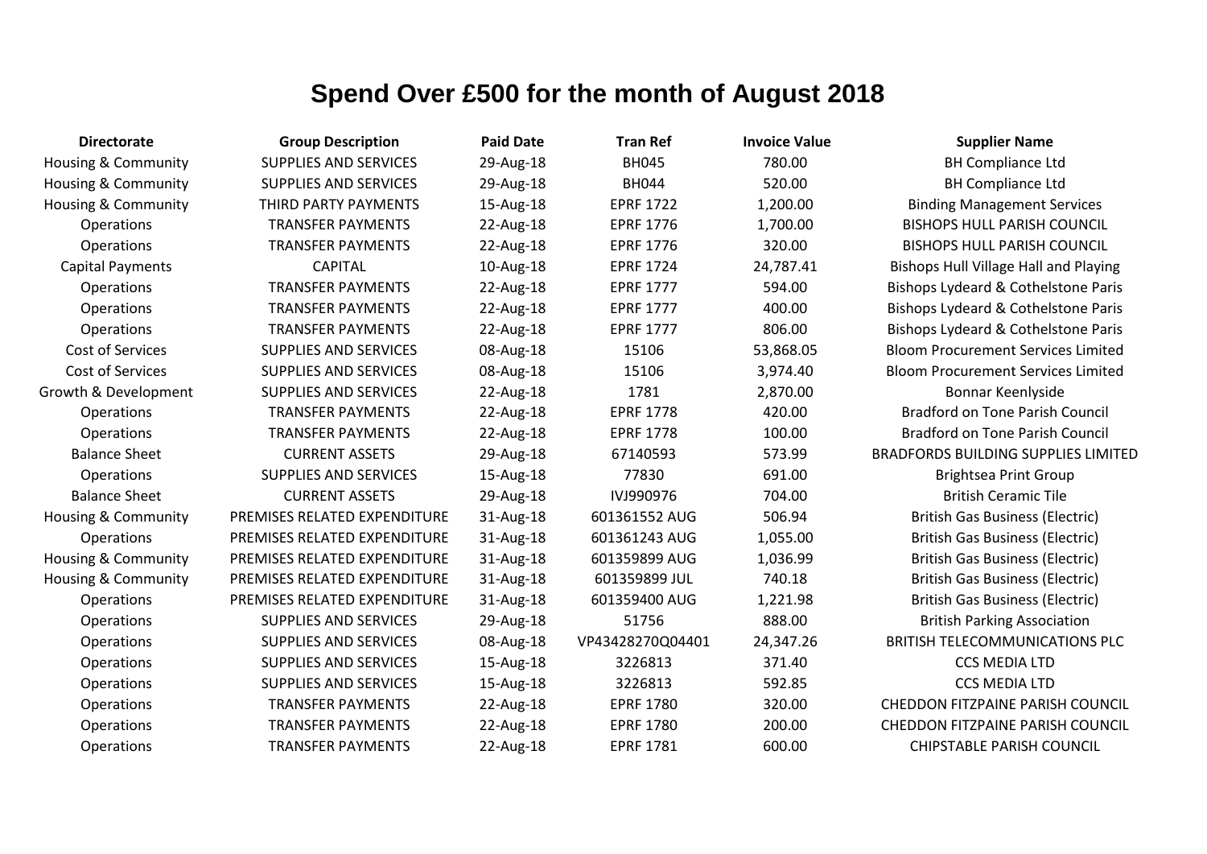# Spend Over £500 for the month of August 2018

| Directorate | Group Description | Paid Date | Tran Ref | Invoice Value | Supplier Name |
|---|---|---|---|---|---|
| Housing & Community | SUPPLIES AND SERVICES | 29-Aug-18 | BH045 | 780.00 | BH Compliance Ltd |
| Housing & Community | SUPPLIES AND SERVICES | 29-Aug-18 | BH044 | 520.00 | BH Compliance Ltd |
| Housing & Community | THIRD PARTY PAYMENTS | 15-Aug-18 | EPRF 1722 | 1,200.00 | Binding Management Services |
| Operations | TRANSFER PAYMENTS | 22-Aug-18 | EPRF 1776 | 1,700.00 | BISHOPS HULL PARISH COUNCIL |
| Operations | TRANSFER PAYMENTS | 22-Aug-18 | EPRF 1776 | 320.00 | BISHOPS HULL PARISH COUNCIL |
| Capital Payments | CAPITAL | 10-Aug-18 | EPRF 1724 | 24,787.41 | Bishops Hull Village Hall and Playing |
| Operations | TRANSFER PAYMENTS | 22-Aug-18 | EPRF 1777 | 594.00 | Bishops Lydeard & Cothelstone Paris |
| Operations | TRANSFER PAYMENTS | 22-Aug-18 | EPRF 1777 | 400.00 | Bishops Lydeard & Cothelstone Paris |
| Operations | TRANSFER PAYMENTS | 22-Aug-18 | EPRF 1777 | 806.00 | Bishops Lydeard & Cothelstone Paris |
| Cost of Services | SUPPLIES AND SERVICES | 08-Aug-18 | 15106 | 53,868.05 | Bloom Procurement Services Limited |
| Cost of Services | SUPPLIES AND SERVICES | 08-Aug-18 | 15106 | 3,974.40 | Bloom Procurement Services Limited |
| Growth & Development | SUPPLIES AND SERVICES | 22-Aug-18 | 1781 | 2,870.00 | Bonnar Keenlyside |
| Operations | TRANSFER PAYMENTS | 22-Aug-18 | EPRF 1778 | 420.00 | Bradford on Tone Parish Council |
| Operations | TRANSFER PAYMENTS | 22-Aug-18 | EPRF 1778 | 100.00 | Bradford on Tone Parish Council |
| Balance Sheet | CURRENT ASSETS | 29-Aug-18 | 67140593 | 573.99 | BRADFORDS BUILDING SUPPLIES LIMITED |
| Operations | SUPPLIES AND SERVICES | 15-Aug-18 | 77830 | 691.00 | Brightsea Print Group |
| Balance Sheet | CURRENT ASSETS | 29-Aug-18 | IVJ990976 | 704.00 | British Ceramic Tile |
| Housing & Community | PREMISES RELATED EXPENDITURE | 31-Aug-18 | 601361552 AUG | 506.94 | British Gas Business (Electric) |
| Operations | PREMISES RELATED EXPENDITURE | 31-Aug-18 | 601361243 AUG | 1,055.00 | British Gas Business (Electric) |
| Housing & Community | PREMISES RELATED EXPENDITURE | 31-Aug-18 | 601359899 AUG | 1,036.99 | British Gas Business (Electric) |
| Housing & Community | PREMISES RELATED EXPENDITURE | 31-Aug-18 | 601359899 JUL | 740.18 | British Gas Business (Electric) |
| Operations | PREMISES RELATED EXPENDITURE | 31-Aug-18 | 601359400 AUG | 1,221.98 | British Gas Business (Electric) |
| Operations | SUPPLIES AND SERVICES | 29-Aug-18 | 51756 | 888.00 | British Parking Association |
| Operations | SUPPLIES AND SERVICES | 08-Aug-18 | VP43428270Q04401 | 24,347.26 | BRITISH TELECOMMUNICATIONS PLC |
| Operations | SUPPLIES AND SERVICES | 15-Aug-18 | 3226813 | 371.40 | CCS MEDIA LTD |
| Operations | SUPPLIES AND SERVICES | 15-Aug-18 | 3226813 | 592.85 | CCS MEDIA LTD |
| Operations | TRANSFER PAYMENTS | 22-Aug-18 | EPRF 1780 | 320.00 | CHEDDON FITZPAINE PARISH COUNCIL |
| Operations | TRANSFER PAYMENTS | 22-Aug-18 | EPRF 1780 | 200.00 | CHEDDON FITZPAINE PARISH COUNCIL |
| Operations | TRANSFER PAYMENTS | 22-Aug-18 | EPRF 1781 | 600.00 | CHIPSTABLE PARISH COUNCIL |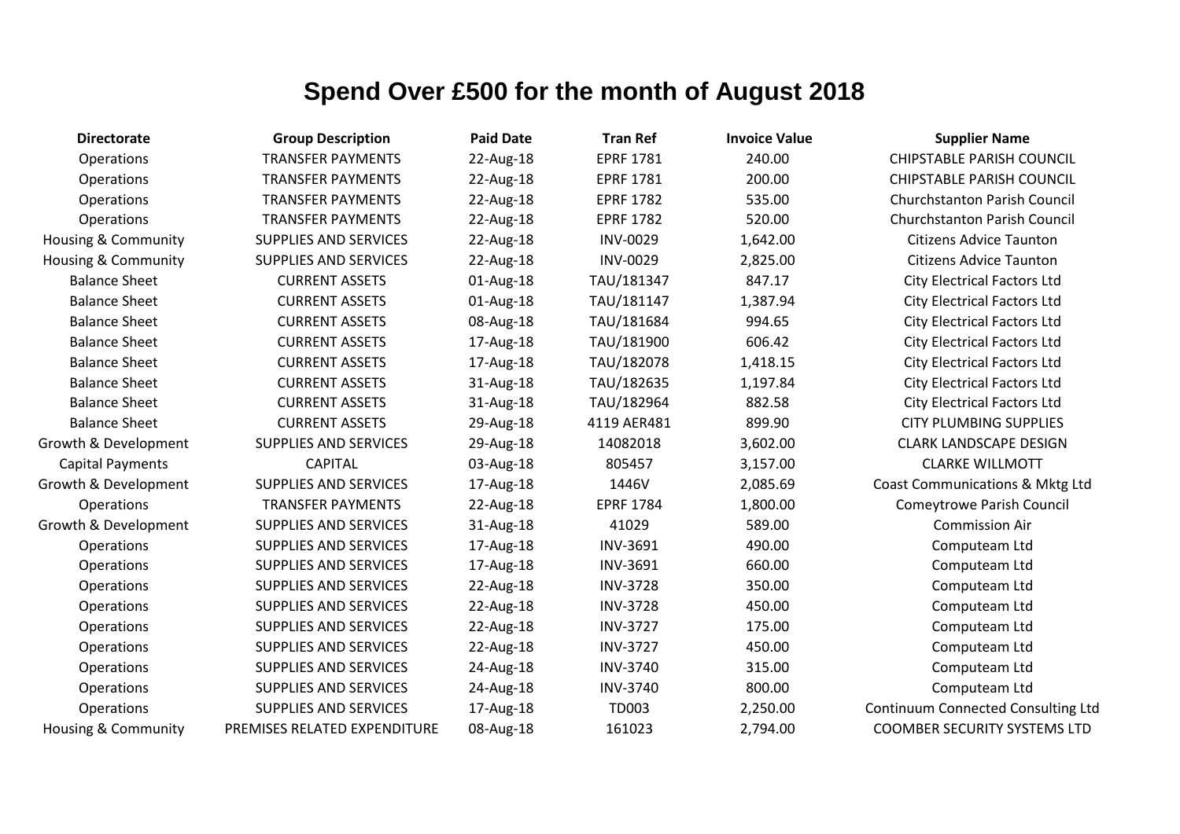# Spend Over £500 for the month of August 2018

| Directorate | Group Description | Paid Date | Tran Ref | Invoice Value | Supplier Name |
|---|---|---|---|---|---|
| Operations | TRANSFER PAYMENTS | 22-Aug-18 | EPRF 1781 | 240.00 | CHIPSTABLE PARISH COUNCIL |
| Operations | TRANSFER PAYMENTS | 22-Aug-18 | EPRF 1781 | 200.00 | CHIPSTABLE PARISH COUNCIL |
| Operations | TRANSFER PAYMENTS | 22-Aug-18 | EPRF 1782 | 535.00 | Churchstanton Parish Council |
| Operations | TRANSFER PAYMENTS | 22-Aug-18 | EPRF 1782 | 520.00 | Churchstanton Parish Council |
| Housing & Community | SUPPLIES AND SERVICES | 22-Aug-18 | INV-0029 | 1,642.00 | Citizens Advice Taunton |
| Housing & Community | SUPPLIES AND SERVICES | 22-Aug-18 | INV-0029 | 2,825.00 | Citizens Advice Taunton |
| Balance Sheet | CURRENT ASSETS | 01-Aug-18 | TAU/181347 | 847.17 | City Electrical Factors Ltd |
| Balance Sheet | CURRENT ASSETS | 01-Aug-18 | TAU/181147 | 1,387.94 | City Electrical Factors Ltd |
| Balance Sheet | CURRENT ASSETS | 08-Aug-18 | TAU/181684 | 994.65 | City Electrical Factors Ltd |
| Balance Sheet | CURRENT ASSETS | 17-Aug-18 | TAU/181900 | 606.42 | City Electrical Factors Ltd |
| Balance Sheet | CURRENT ASSETS | 17-Aug-18 | TAU/182078 | 1,418.15 | City Electrical Factors Ltd |
| Balance Sheet | CURRENT ASSETS | 31-Aug-18 | TAU/182635 | 1,197.84 | City Electrical Factors Ltd |
| Balance Sheet | CURRENT ASSETS | 31-Aug-18 | TAU/182964 | 882.58 | City Electrical Factors Ltd |
| Balance Sheet | CURRENT ASSETS | 29-Aug-18 | 4119 AER481 | 899.90 | CITY PLUMBING SUPPLIES |
| Growth & Development | SUPPLIES AND SERVICES | 29-Aug-18 | 14082018 | 3,602.00 | CLARK LANDSCAPE DESIGN |
| Capital Payments | CAPITAL | 03-Aug-18 | 805457 | 3,157.00 | CLARKE WILLMOTT |
| Growth & Development | SUPPLIES AND SERVICES | 17-Aug-18 | 1446V | 2,085.69 | Coast Communications & Mktg Ltd |
| Operations | TRANSFER PAYMENTS | 22-Aug-18 | EPRF 1784 | 1,800.00 | Comeytrowe Parish Council |
| Growth & Development | SUPPLIES AND SERVICES | 31-Aug-18 | 41029 | 589.00 | Commission Air |
| Operations | SUPPLIES AND SERVICES | 17-Aug-18 | INV-3691 | 490.00 | Computeam Ltd |
| Operations | SUPPLIES AND SERVICES | 17-Aug-18 | INV-3691 | 660.00 | Computeam Ltd |
| Operations | SUPPLIES AND SERVICES | 22-Aug-18 | INV-3728 | 350.00 | Computeam Ltd |
| Operations | SUPPLIES AND SERVICES | 22-Aug-18 | INV-3728 | 450.00 | Computeam Ltd |
| Operations | SUPPLIES AND SERVICES | 22-Aug-18 | INV-3727 | 175.00 | Computeam Ltd |
| Operations | SUPPLIES AND SERVICES | 22-Aug-18 | INV-3727 | 450.00 | Computeam Ltd |
| Operations | SUPPLIES AND SERVICES | 24-Aug-18 | INV-3740 | 315.00 | Computeam Ltd |
| Operations | SUPPLIES AND SERVICES | 24-Aug-18 | INV-3740 | 800.00 | Computeam Ltd |
| Operations | SUPPLIES AND SERVICES | 17-Aug-18 | TD003 | 2,250.00 | Continuum Connected Consulting Ltd |
| Housing & Community | PREMISES RELATED EXPENDITURE | 08-Aug-18 | 161023 | 2,794.00 | COOMBER SECURITY SYSTEMS LTD |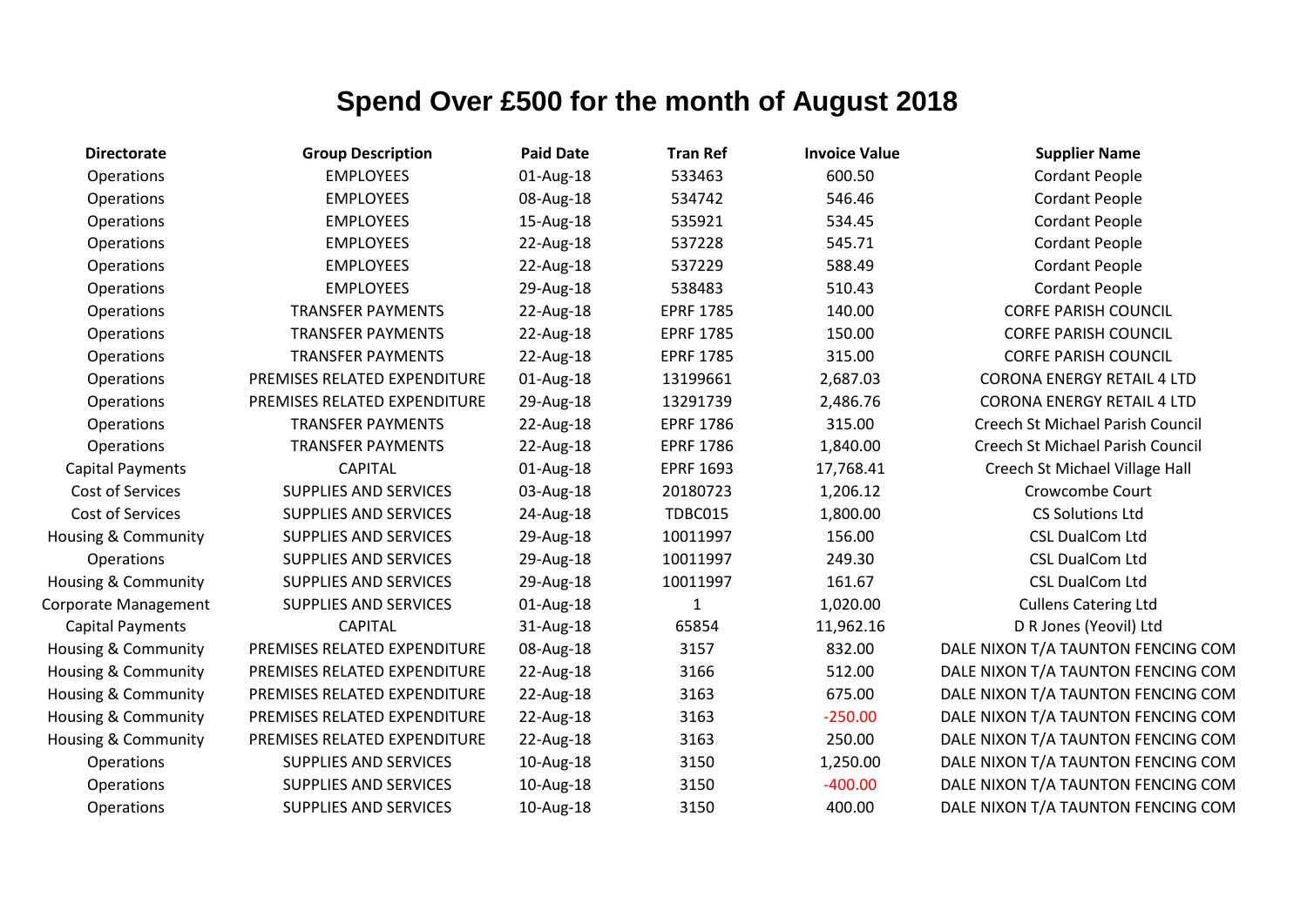# Spend Over £500 for the month of August 2018

| Directorate | Group Description | Paid Date | Tran Ref | Invoice Value | Supplier Name |
|---|---|---|---|---|---|
| Operations | EMPLOYEES | 01-Aug-18 | 533463 | 600.50 | Cordant People |
| Operations | EMPLOYEES | 08-Aug-18 | 534742 | 546.46 | Cordant People |
| Operations | EMPLOYEES | 15-Aug-18 | 535921 | 534.45 | Cordant People |
| Operations | EMPLOYEES | 22-Aug-18 | 537228 | 545.71 | Cordant People |
| Operations | EMPLOYEES | 22-Aug-18 | 537229 | 588.49 | Cordant People |
| Operations | EMPLOYEES | 29-Aug-18 | 538483 | 510.43 | Cordant People |
| Operations | TRANSFER PAYMENTS | 22-Aug-18 | EPRF 1785 | 140.00 | CORFE PARISH COUNCIL |
| Operations | TRANSFER PAYMENTS | 22-Aug-18 | EPRF 1785 | 150.00 | CORFE PARISH COUNCIL |
| Operations | TRANSFER PAYMENTS | 22-Aug-18 | EPRF 1785 | 315.00 | CORFE PARISH COUNCIL |
| Operations | PREMISES RELATED EXPENDITURE | 01-Aug-18 | 13199661 | 2,687.03 | CORONA ENERGY RETAIL 4 LTD |
| Operations | PREMISES RELATED EXPENDITURE | 29-Aug-18 | 13291739 | 2,486.76 | CORONA ENERGY RETAIL 4 LTD |
| Operations | TRANSFER PAYMENTS | 22-Aug-18 | EPRF 1786 | 315.00 | Creech St Michael Parish Council |
| Operations | TRANSFER PAYMENTS | 22-Aug-18 | EPRF 1786 | 1,840.00 | Creech St Michael Parish Council |
| Capital Payments | CAPITAL | 01-Aug-18 | EPRF 1693 | 17,768.41 | Creech St Michael Village Hall |
| Cost of Services | SUPPLIES AND SERVICES | 03-Aug-18 | 20180723 | 1,206.12 | Crowcombe Court |
| Cost of Services | SUPPLIES AND SERVICES | 24-Aug-18 | TDBC015 | 1,800.00 | CS Solutions Ltd |
| Housing & Community | SUPPLIES AND SERVICES | 29-Aug-18 | 10011997 | 156.00 | CSL DualCom Ltd |
| Operations | SUPPLIES AND SERVICES | 29-Aug-18 | 10011997 | 249.30 | CSL DualCom Ltd |
| Housing & Community | SUPPLIES AND SERVICES | 29-Aug-18 | 10011997 | 161.67 | CSL DualCom Ltd |
| Corporate Management | SUPPLIES AND SERVICES | 01-Aug-18 | 1 | 1,020.00 | Cullens Catering Ltd |
| Capital Payments | CAPITAL | 31-Aug-18 | 65854 | 11,962.16 | D R Jones (Yeovil) Ltd |
| Housing & Community | PREMISES RELATED EXPENDITURE | 08-Aug-18 | 3157 | 832.00 | DALE NIXON T/A TAUNTON FENCING COM |
| Housing & Community | PREMISES RELATED EXPENDITURE | 22-Aug-18 | 3166 | 512.00 | DALE NIXON T/A TAUNTON FENCING COM |
| Housing & Community | PREMISES RELATED EXPENDITURE | 22-Aug-18 | 3163 | 675.00 | DALE NIXON T/A TAUNTON FENCING COM |
| Housing & Community | PREMISES RELATED EXPENDITURE | 22-Aug-18 | 3163 | -250.00 | DALE NIXON T/A TAUNTON FENCING COM |
| Housing & Community | PREMISES RELATED EXPENDITURE | 22-Aug-18 | 3163 | 250.00 | DALE NIXON T/A TAUNTON FENCING COM |
| Operations | SUPPLIES AND SERVICES | 10-Aug-18 | 3150 | 1,250.00 | DALE NIXON T/A TAUNTON FENCING COM |
| Operations | SUPPLIES AND SERVICES | 10-Aug-18 | 3150 | -400.00 | DALE NIXON T/A TAUNTON FENCING COM |
| Operations | SUPPLIES AND SERVICES | 10-Aug-18 | 3150 | 400.00 | DALE NIXON T/A TAUNTON FENCING COM |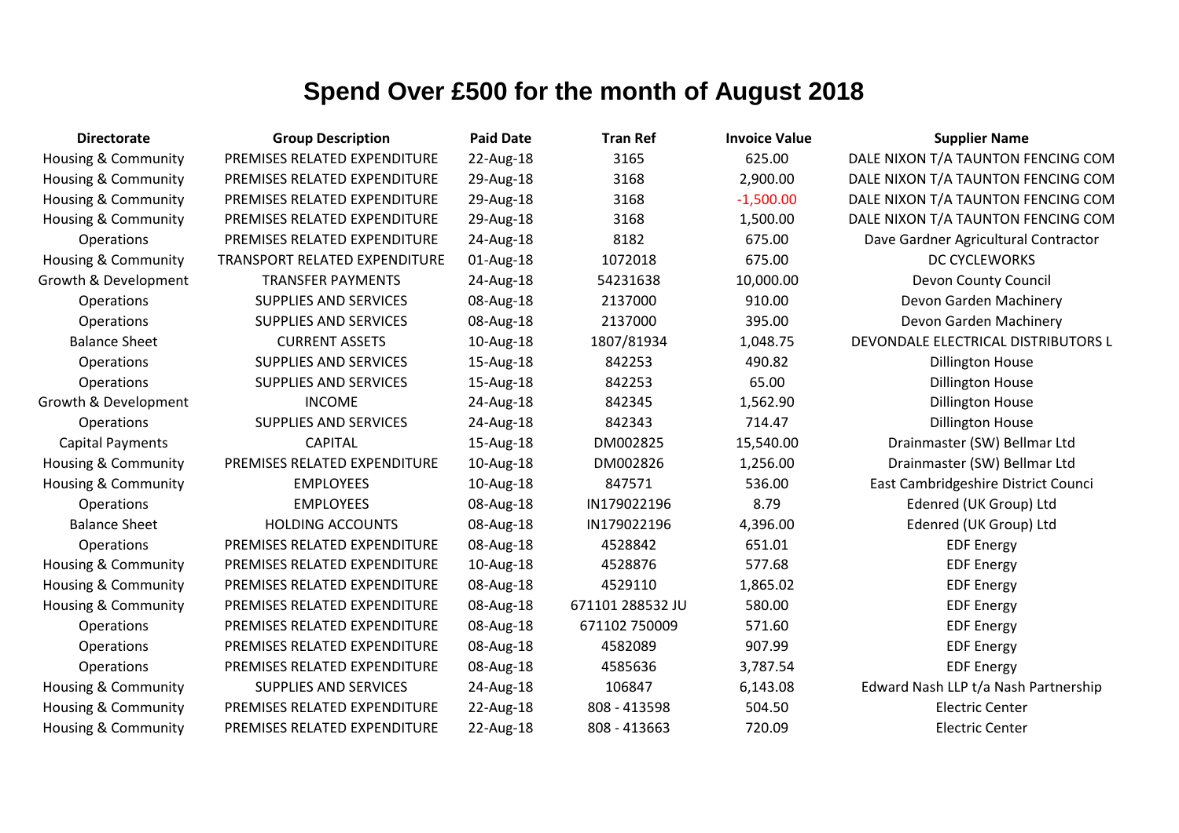# Spend Over £500 for the month of August 2018

| Directorate | Group Description | Paid Date | Tran Ref | Invoice Value | Supplier Name |
|---|---|---|---|---|---|
| Housing & Community | PREMISES RELATED EXPENDITURE | 22-Aug-18 | 3165 | 625.00 | DALE NIXON T/A TAUNTON FENCING COM |
| Housing & Community | PREMISES RELATED EXPENDITURE | 29-Aug-18 | 3168 | 2,900.00 | DALE NIXON T/A TAUNTON FENCING COM |
| Housing & Community | PREMISES RELATED EXPENDITURE | 29-Aug-18 | 3168 | -1,500.00 | DALE NIXON T/A TAUNTON FENCING COM |
| Housing & Community | PREMISES RELATED EXPENDITURE | 29-Aug-18 | 3168 | 1,500.00 | DALE NIXON T/A TAUNTON FENCING COM |
| Operations | PREMISES RELATED EXPENDITURE | 24-Aug-18 | 8182 | 675.00 | Dave Gardner Agricultural Contractor |
| Housing & Community | TRANSPORT RELATED EXPENDITURE | 01-Aug-18 | 1072018 | 675.00 | DC CYCLEWORKS |
| Growth & Development | TRANSFER PAYMENTS | 24-Aug-18 | 54231638 | 10,000.00 | Devon County Council |
| Operations | SUPPLIES AND SERVICES | 08-Aug-18 | 2137000 | 910.00 | Devon Garden Machinery |
| Operations | SUPPLIES AND SERVICES | 08-Aug-18 | 2137000 | 395.00 | Devon Garden Machinery |
| Balance Sheet | CURRENT ASSETS | 10-Aug-18 | 1807/81934 | 1,048.75 | DEVONDALE ELECTRICAL DISTRIBUTORS L |
| Operations | SUPPLIES AND SERVICES | 15-Aug-18 | 842253 | 490.82 | Dillington House |
| Operations | SUPPLIES AND SERVICES | 15-Aug-18 | 842253 | 65.00 | Dillington House |
| Growth & Development | INCOME | 24-Aug-18 | 842345 | 1,562.90 | Dillington House |
| Operations | SUPPLIES AND SERVICES | 24-Aug-18 | 842343 | 714.47 | Dillington House |
| Capital Payments | CAPITAL | 15-Aug-18 | DM002825 | 15,540.00 | Drainmaster (SW) Bellmar Ltd |
| Housing & Community | PREMISES RELATED EXPENDITURE | 10-Aug-18 | DM002826 | 1,256.00 | Drainmaster (SW) Bellmar Ltd |
| Housing & Community | EMPLOYEES | 10-Aug-18 | 847571 | 536.00 | East Cambridgeshire District Counci |
| Operations | EMPLOYEES | 08-Aug-18 | IN179022196 | 8.79 | Edenred (UK Group) Ltd |
| Balance Sheet | HOLDING ACCOUNTS | 08-Aug-18 | IN179022196 | 4,396.00 | Edenred (UK Group) Ltd |
| Operations | PREMISES RELATED EXPENDITURE | 08-Aug-18 | 4528842 | 651.01 | EDF Energy |
| Housing & Community | PREMISES RELATED EXPENDITURE | 10-Aug-18 | 4528876 | 577.68 | EDF Energy |
| Housing & Community | PREMISES RELATED EXPENDITURE | 08-Aug-18 | 4529110 | 1,865.02 | EDF Energy |
| Housing & Community | PREMISES RELATED EXPENDITURE | 08-Aug-18 | 671101 288532 JU | 580.00 | EDF Energy |
| Operations | PREMISES RELATED EXPENDITURE | 08-Aug-18 | 671102 750009 | 571.60 | EDF Energy |
| Operations | PREMISES RELATED EXPENDITURE | 08-Aug-18 | 4582089 | 907.99 | EDF Energy |
| Operations | PREMISES RELATED EXPENDITURE | 08-Aug-18 | 4585636 | 3,787.54 | EDF Energy |
| Housing & Community | SUPPLIES AND SERVICES | 24-Aug-18 | 106847 | 6,143.08 | Edward Nash LLP t/a Nash Partnership |
| Housing & Community | PREMISES RELATED EXPENDITURE | 22-Aug-18 | 808 - 413598 | 504.50 | Electric Center |
| Housing & Community | PREMISES RELATED EXPENDITURE | 22-Aug-18 | 808 - 413663 | 720.09 | Electric Center |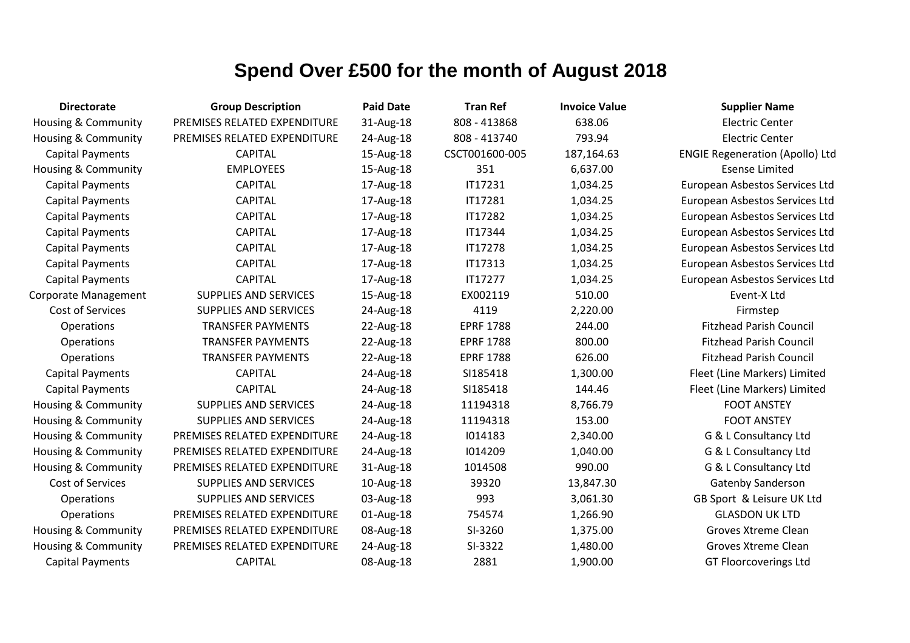# Spend Over £500 for the month of August 2018

| Directorate | Group Description | Paid Date | Tran Ref | Invoice Value | Supplier Name |
|---|---|---|---|---|---|
| Housing & Community | PREMISES RELATED EXPENDITURE | 31-Aug-18 | 808 - 413868 | 638.06 | Electric Center |
| Housing & Community | PREMISES RELATED EXPENDITURE | 24-Aug-18 | 808 - 413740 | 793.94 | Electric Center |
| Capital Payments | CAPITAL | 15-Aug-18 | CSCT001600-005 | 187,164.63 | ENGIE Regeneration (Apollo) Ltd |
| Housing & Community | EMPLOYEES | 15-Aug-18 | 351 | 6,637.00 | Esense Limited |
| Capital Payments | CAPITAL | 17-Aug-18 | IT17231 | 1,034.25 | European Asbestos Services Ltd |
| Capital Payments | CAPITAL | 17-Aug-18 | IT17281 | 1,034.25 | European Asbestos Services Ltd |
| Capital Payments | CAPITAL | 17-Aug-18 | IT17282 | 1,034.25 | European Asbestos Services Ltd |
| Capital Payments | CAPITAL | 17-Aug-18 | IT17344 | 1,034.25 | European Asbestos Services Ltd |
| Capital Payments | CAPITAL | 17-Aug-18 | IT17278 | 1,034.25 | European Asbestos Services Ltd |
| Capital Payments | CAPITAL | 17-Aug-18 | IT17313 | 1,034.25 | European Asbestos Services Ltd |
| Capital Payments | CAPITAL | 17-Aug-18 | IT17277 | 1,034.25 | European Asbestos Services Ltd |
| Corporate Management | SUPPLIES AND SERVICES | 15-Aug-18 | EX002119 | 510.00 | Event-X Ltd |
| Cost of Services | SUPPLIES AND SERVICES | 24-Aug-18 | 4119 | 2,220.00 | Firmstep |
| Operations | TRANSFER PAYMENTS | 22-Aug-18 | EPRF 1788 | 244.00 | Fitzhead Parish Council |
| Operations | TRANSFER PAYMENTS | 22-Aug-18 | EPRF 1788 | 800.00 | Fitzhead Parish Council |
| Operations | TRANSFER PAYMENTS | 22-Aug-18 | EPRF 1788 | 626.00 | Fitzhead Parish Council |
| Capital Payments | CAPITAL | 24-Aug-18 | SI185418 | 1,300.00 | Fleet (Line Markers) Limited |
| Capital Payments | CAPITAL | 24-Aug-18 | SI185418 | 144.46 | Fleet (Line Markers) Limited |
| Housing & Community | SUPPLIES AND SERVICES | 24-Aug-18 | 11194318 | 8,766.79 | FOOT ANSTEY |
| Housing & Community | SUPPLIES AND SERVICES | 24-Aug-18 | 11194318 | 153.00 | FOOT ANSTEY |
| Housing & Community | PREMISES RELATED EXPENDITURE | 24-Aug-18 | I014183 | 2,340.00 | G & L Consultancy Ltd |
| Housing & Community | PREMISES RELATED EXPENDITURE | 24-Aug-18 | I014209 | 1,040.00 | G & L Consultancy Ltd |
| Housing & Community | PREMISES RELATED EXPENDITURE | 31-Aug-18 | 1014508 | 990.00 | G & L Consultancy Ltd |
| Cost of Services | SUPPLIES AND SERVICES | 10-Aug-18 | 39320 | 13,847.30 | Gatenby Sanderson |
| Operations | SUPPLIES AND SERVICES | 03-Aug-18 | 993 | 3,061.30 | GB Sport & Leisure UK Ltd |
| Operations | PREMISES RELATED EXPENDITURE | 01-Aug-18 | 754574 | 1,266.90 | GLASDON UK LTD |
| Housing & Community | PREMISES RELATED EXPENDITURE | 08-Aug-18 | SI-3260 | 1,375.00 | Groves Xtreme Clean |
| Housing & Community | PREMISES RELATED EXPENDITURE | 24-Aug-18 | SI-3322 | 1,480.00 | Groves Xtreme Clean |
| Capital Payments | CAPITAL | 08-Aug-18 | 2881 | 1,900.00 | GT Floorcoverings Ltd |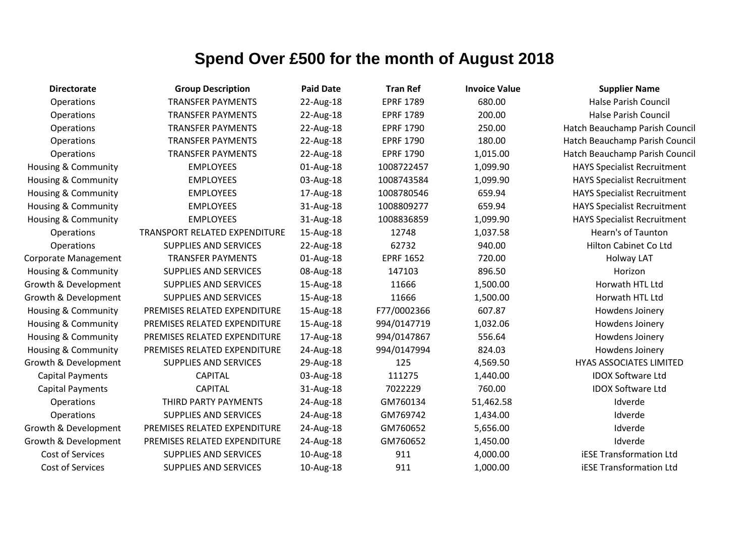# Spend Over £500 for the month of August 2018

| Directorate | Group Description | Paid Date | Tran Ref | Invoice Value | Supplier Name |
|---|---|---|---|---|---|
| Operations | TRANSFER PAYMENTS | 22-Aug-18 | EPRF 1789 | 680.00 | Halse Parish Council |
| Operations | TRANSFER PAYMENTS | 22-Aug-18 | EPRF 1789 | 200.00 | Halse Parish Council |
| Operations | TRANSFER PAYMENTS | 22-Aug-18 | EPRF 1790 | 250.00 | Hatch Beauchamp Parish Council |
| Operations | TRANSFER PAYMENTS | 22-Aug-18 | EPRF 1790 | 180.00 | Hatch Beauchamp Parish Council |
| Operations | TRANSFER PAYMENTS | 22-Aug-18 | EPRF 1790 | 1,015.00 | Hatch Beauchamp Parish Council |
| Housing & Community | EMPLOYEES | 01-Aug-18 | 1008722457 | 1,099.90 | HAYS Specialist Recruitment |
| Housing & Community | EMPLOYEES | 03-Aug-18 | 1008743584 | 1,099.90 | HAYS Specialist Recruitment |
| Housing & Community | EMPLOYEES | 17-Aug-18 | 1008780546 | 659.94 | HAYS Specialist Recruitment |
| Housing & Community | EMPLOYEES | 31-Aug-18 | 1008809277 | 659.94 | HAYS Specialist Recruitment |
| Housing & Community | EMPLOYEES | 31-Aug-18 | 1008836859 | 1,099.90 | HAYS Specialist Recruitment |
| Operations | TRANSPORT RELATED EXPENDITURE | 15-Aug-18 | 12748 | 1,037.58 | Hearn's of Taunton |
| Operations | SUPPLIES AND SERVICES | 22-Aug-18 | 62732 | 940.00 | Hilton Cabinet Co Ltd |
| Corporate Management | TRANSFER PAYMENTS | 01-Aug-18 | EPRF 1652 | 720.00 | Holway LAT |
| Housing & Community | SUPPLIES AND SERVICES | 08-Aug-18 | 147103 | 896.50 | Horizon |
| Growth & Development | SUPPLIES AND SERVICES | 15-Aug-18 | 11666 | 1,500.00 | Horwath HTL Ltd |
| Growth & Development | SUPPLIES AND SERVICES | 15-Aug-18 | 11666 | 1,500.00 | Horwath HTL Ltd |
| Housing & Community | PREMISES RELATED EXPENDITURE | 15-Aug-18 | F77/0002366 | 607.87 | Howdens Joinery |
| Housing & Community | PREMISES RELATED EXPENDITURE | 15-Aug-18 | 994/0147719 | 1,032.06 | Howdens Joinery |
| Housing & Community | PREMISES RELATED EXPENDITURE | 17-Aug-18 | 994/0147867 | 556.64 | Howdens Joinery |
| Housing & Community | PREMISES RELATED EXPENDITURE | 24-Aug-18 | 994/0147994 | 824.03 | Howdens Joinery |
| Growth & Development | SUPPLIES AND SERVICES | 29-Aug-18 | 125 | 4,569.50 | HYAS ASSOCIATES LIMITED |
| Capital Payments | CAPITAL | 03-Aug-18 | 111275 | 1,440.00 | IDOX Software Ltd |
| Capital Payments | CAPITAL | 31-Aug-18 | 7022229 | 760.00 | IDOX Software Ltd |
| Operations | THIRD PARTY PAYMENTS | 24-Aug-18 | GM760134 | 51,462.58 | Idverde |
| Operations | SUPPLIES AND SERVICES | 24-Aug-18 | GM769742 | 1,434.00 | Idverde |
| Growth & Development | PREMISES RELATED EXPENDITURE | 24-Aug-18 | GM760652 | 5,656.00 | Idverde |
| Growth & Development | PREMISES RELATED EXPENDITURE | 24-Aug-18 | GM760652 | 1,450.00 | Idverde |
| Cost of Services | SUPPLIES AND SERVICES | 10-Aug-18 | 911 | 4,000.00 | iESE Transformation Ltd |
| Cost of Services | SUPPLIES AND SERVICES | 10-Aug-18 | 911 | 1,000.00 | iESE Transformation Ltd |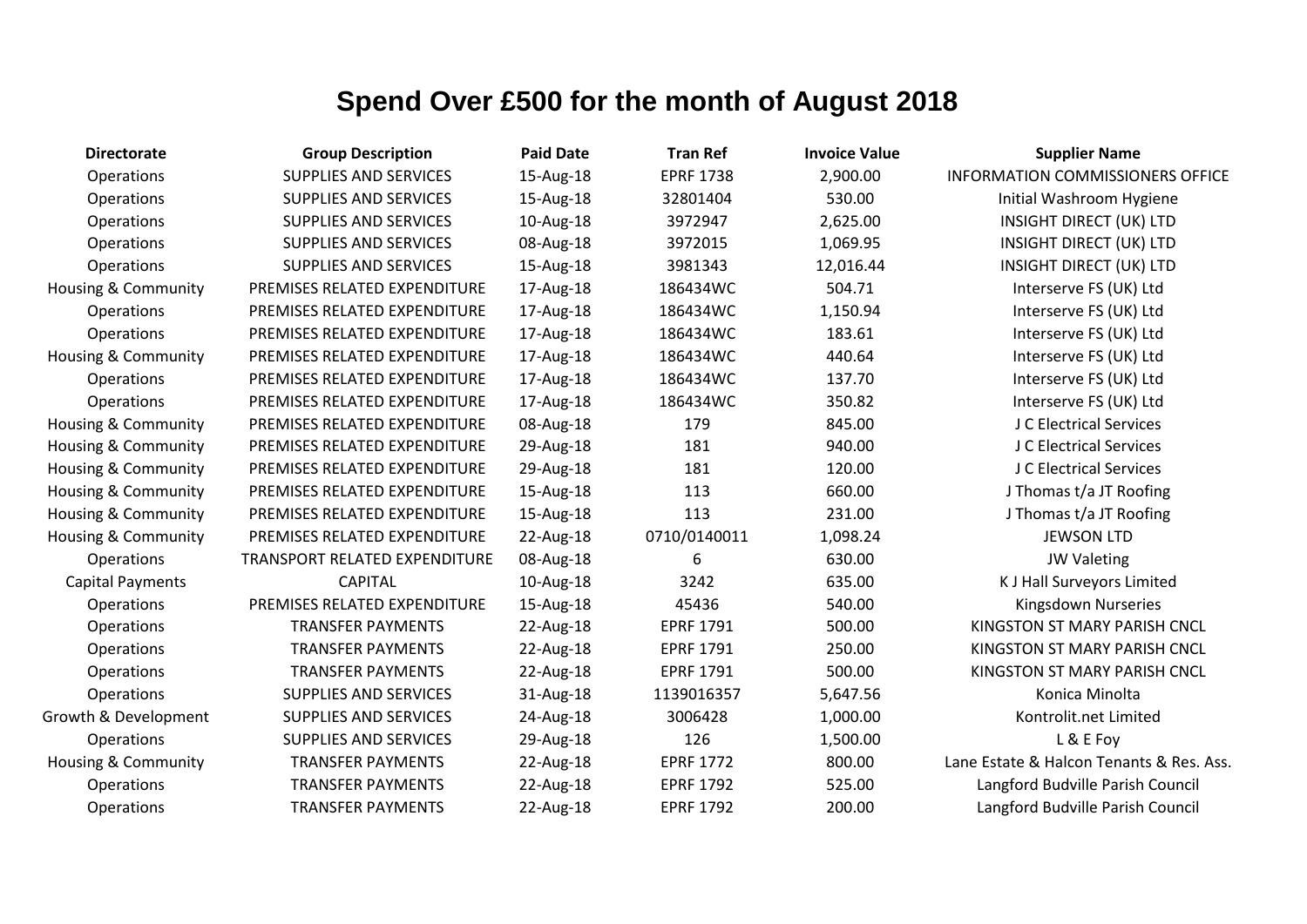# Spend Over £500 for the month of August 2018

| Directorate | Group Description | Paid Date | Tran Ref | Invoice Value | Supplier Name |
|---|---|---|---|---|---|
| Operations | SUPPLIES AND SERVICES | 15-Aug-18 | EPRF 1738 | 2,900.00 | INFORMATION COMMISSIONERS OFFICE |
| Operations | SUPPLIES AND SERVICES | 15-Aug-18 | 32801404 | 530.00 | Initial Washroom Hygiene |
| Operations | SUPPLIES AND SERVICES | 10-Aug-18 | 3972947 | 2,625.00 | INSIGHT DIRECT (UK) LTD |
| Operations | SUPPLIES AND SERVICES | 08-Aug-18 | 3972015 | 1,069.95 | INSIGHT DIRECT (UK) LTD |
| Operations | SUPPLIES AND SERVICES | 15-Aug-18 | 3981343 | 12,016.44 | INSIGHT DIRECT (UK) LTD |
| Housing & Community | PREMISES RELATED EXPENDITURE | 17-Aug-18 | 186434WC | 504.71 | Interserve FS (UK) Ltd |
| Operations | PREMISES RELATED EXPENDITURE | 17-Aug-18 | 186434WC | 1,150.94 | Interserve FS (UK) Ltd |
| Operations | PREMISES RELATED EXPENDITURE | 17-Aug-18 | 186434WC | 183.61 | Interserve FS (UK) Ltd |
| Housing & Community | PREMISES RELATED EXPENDITURE | 17-Aug-18 | 186434WC | 440.64 | Interserve FS (UK) Ltd |
| Operations | PREMISES RELATED EXPENDITURE | 17-Aug-18 | 186434WC | 137.70 | Interserve FS (UK) Ltd |
| Operations | PREMISES RELATED EXPENDITURE | 17-Aug-18 | 186434WC | 350.82 | Interserve FS (UK) Ltd |
| Housing & Community | PREMISES RELATED EXPENDITURE | 08-Aug-18 | 179 | 845.00 | J C Electrical Services |
| Housing & Community | PREMISES RELATED EXPENDITURE | 29-Aug-18 | 181 | 940.00 | J C Electrical Services |
| Housing & Community | PREMISES RELATED EXPENDITURE | 29-Aug-18 | 181 | 120.00 | J C Electrical Services |
| Housing & Community | PREMISES RELATED EXPENDITURE | 15-Aug-18 | 113 | 660.00 | J Thomas t/a JT Roofing |
| Housing & Community | PREMISES RELATED EXPENDITURE | 15-Aug-18 | 113 | 231.00 | J Thomas t/a JT Roofing |
| Housing & Community | PREMISES RELATED EXPENDITURE | 22-Aug-18 | 0710/0140011 | 1,098.24 | JEWSON LTD |
| Operations | TRANSPORT RELATED EXPENDITURE | 08-Aug-18 | 6 | 630.00 | JW Valeting |
| Capital Payments | CAPITAL | 10-Aug-18 | 3242 | 635.00 | K J Hall Surveyors Limited |
| Operations | PREMISES RELATED EXPENDITURE | 15-Aug-18 | 45436 | 540.00 | Kingsdown Nurseries |
| Operations | TRANSFER PAYMENTS | 22-Aug-18 | EPRF 1791 | 500.00 | KINGSTON ST MARY PARISH CNCL |
| Operations | TRANSFER PAYMENTS | 22-Aug-18 | EPRF 1791 | 250.00 | KINGSTON ST MARY PARISH CNCL |
| Operations | TRANSFER PAYMENTS | 22-Aug-18 | EPRF 1791 | 500.00 | KINGSTON ST MARY PARISH CNCL |
| Operations | SUPPLIES AND SERVICES | 31-Aug-18 | 1139016357 | 5,647.56 | Konica Minolta |
| Growth & Development | SUPPLIES AND SERVICES | 24-Aug-18 | 3006428 | 1,000.00 | Kontrolit.net Limited |
| Operations | SUPPLIES AND SERVICES | 29-Aug-18 | 126 | 1,500.00 | L & E Foy |
| Housing & Community | TRANSFER PAYMENTS | 22-Aug-18 | EPRF 1772 | 800.00 | Lane Estate & Halcon Tenants & Res. Ass. |
| Operations | TRANSFER PAYMENTS | 22-Aug-18 | EPRF 1792 | 525.00 | Langford Budville Parish Council |
| Operations | TRANSFER PAYMENTS | 22-Aug-18 | EPRF 1792 | 200.00 | Langford Budville Parish Council |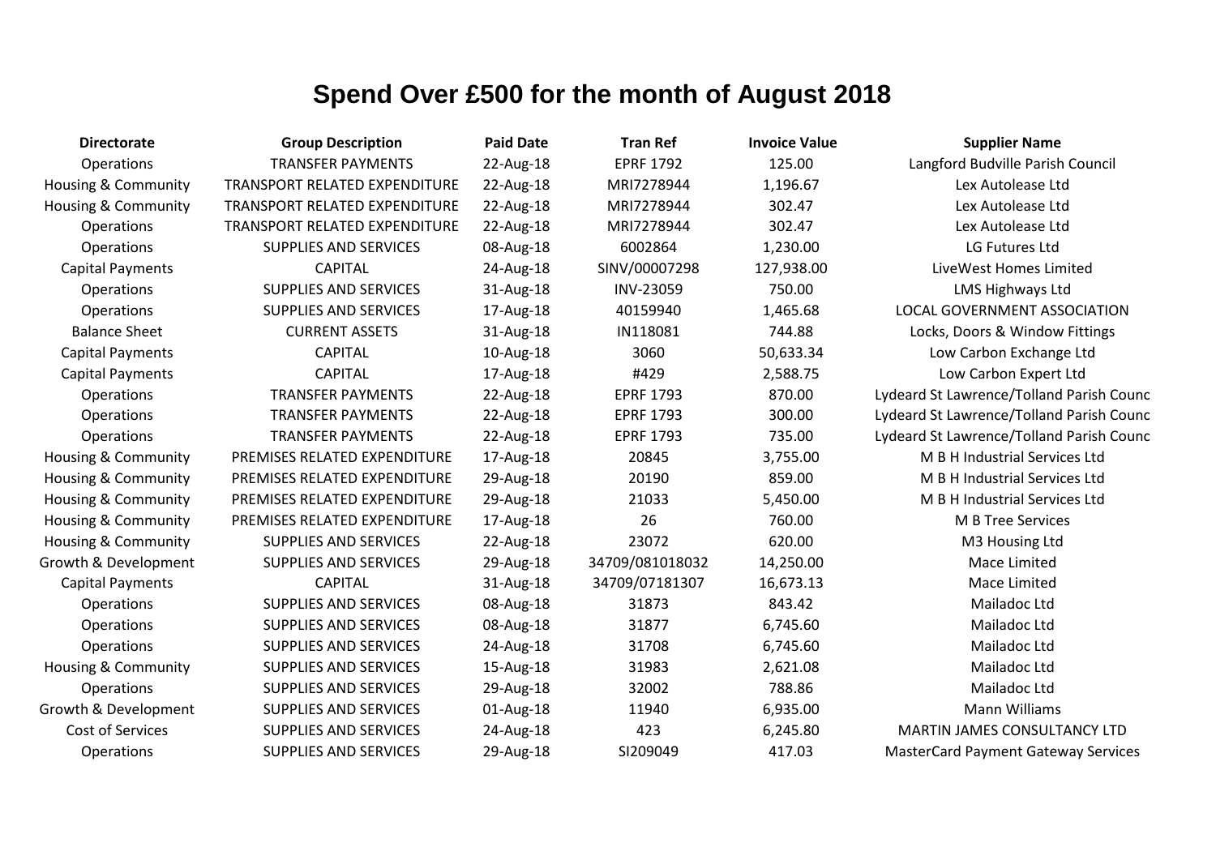# Spend Over £500 for the month of August 2018

| Directorate | Group Description | Paid Date | Tran Ref | Invoice Value | Supplier Name |
|---|---|---|---|---|---|
| Operations | TRANSFER PAYMENTS | 22-Aug-18 | EPRF 1792 | 125.00 | Langford Budville Parish Council |
| Housing & Community | TRANSPORT RELATED EXPENDITURE | 22-Aug-18 | MRI7278944 | 1,196.67 | Lex Autolease Ltd |
| Housing & Community | TRANSPORT RELATED EXPENDITURE | 22-Aug-18 | MRI7278944 | 302.47 | Lex Autolease Ltd |
| Operations | TRANSPORT RELATED EXPENDITURE | 22-Aug-18 | MRI7278944 | 302.47 | Lex Autolease Ltd |
| Operations | SUPPLIES AND SERVICES | 08-Aug-18 | 6002864 | 1,230.00 | LG Futures Ltd |
| Capital Payments | CAPITAL | 24-Aug-18 | SINV/00007298 | 127,938.00 | LiveWest Homes Limited |
| Operations | SUPPLIES AND SERVICES | 31-Aug-18 | INV-23059 | 750.00 | LMS Highways Ltd |
| Operations | SUPPLIES AND SERVICES | 17-Aug-18 | 40159940 | 1,465.68 | LOCAL GOVERNMENT ASSOCIATION |
| Balance Sheet | CURRENT ASSETS | 31-Aug-18 | IN118081 | 744.88 | Locks, Doors & Window Fittings |
| Capital Payments | CAPITAL | 10-Aug-18 | 3060 | 50,633.34 | Low Carbon Exchange Ltd |
| Capital Payments | CAPITAL | 17-Aug-18 | #429 | 2,588.75 | Low Carbon Expert Ltd |
| Operations | TRANSFER PAYMENTS | 22-Aug-18 | EPRF 1793 | 870.00 | Lydeard St Lawrence/Tolland Parish Counc |
| Operations | TRANSFER PAYMENTS | 22-Aug-18 | EPRF 1793 | 300.00 | Lydeard St Lawrence/Tolland Parish Counc |
| Operations | TRANSFER PAYMENTS | 22-Aug-18 | EPRF 1793 | 735.00 | Lydeard St Lawrence/Tolland Parish Counc |
| Housing & Community | PREMISES RELATED EXPENDITURE | 17-Aug-18 | 20845 | 3,755.00 | M B H Industrial Services Ltd |
| Housing & Community | PREMISES RELATED EXPENDITURE | 29-Aug-18 | 20190 | 859.00 | M B H Industrial Services Ltd |
| Housing & Community | PREMISES RELATED EXPENDITURE | 29-Aug-18 | 21033 | 5,450.00 | M B H Industrial Services Ltd |
| Housing & Community | PREMISES RELATED EXPENDITURE | 17-Aug-18 | 26 | 760.00 | M B Tree Services |
| Housing & Community | SUPPLIES AND SERVICES | 22-Aug-18 | 23072 | 620.00 | M3 Housing Ltd |
| Growth & Development | SUPPLIES AND SERVICES | 29-Aug-18 | 34709/081018032 | 14,250.00 | Mace Limited |
| Capital Payments | CAPITAL | 31-Aug-18 | 34709/07181307 | 16,673.13 | Mace Limited |
| Operations | SUPPLIES AND SERVICES | 08-Aug-18 | 31873 | 843.42 | Mailadoc Ltd |
| Operations | SUPPLIES AND SERVICES | 08-Aug-18 | 31877 | 6,745.60 | Mailadoc Ltd |
| Operations | SUPPLIES AND SERVICES | 24-Aug-18 | 31708 | 6,745.60 | Mailadoc Ltd |
| Housing & Community | SUPPLIES AND SERVICES | 15-Aug-18 | 31983 | 2,621.08 | Mailadoc Ltd |
| Operations | SUPPLIES AND SERVICES | 29-Aug-18 | 32002 | 788.86 | Mailadoc Ltd |
| Growth & Development | SUPPLIES AND SERVICES | 01-Aug-18 | 11940 | 6,935.00 | Mann Williams |
| Cost of Services | SUPPLIES AND SERVICES | 24-Aug-18 | 423 | 6,245.80 | MARTIN JAMES CONSULTANCY LTD |
| Operations | SUPPLIES AND SERVICES | 29-Aug-18 | SI209049 | 417.03 | MasterCard Payment Gateway Services |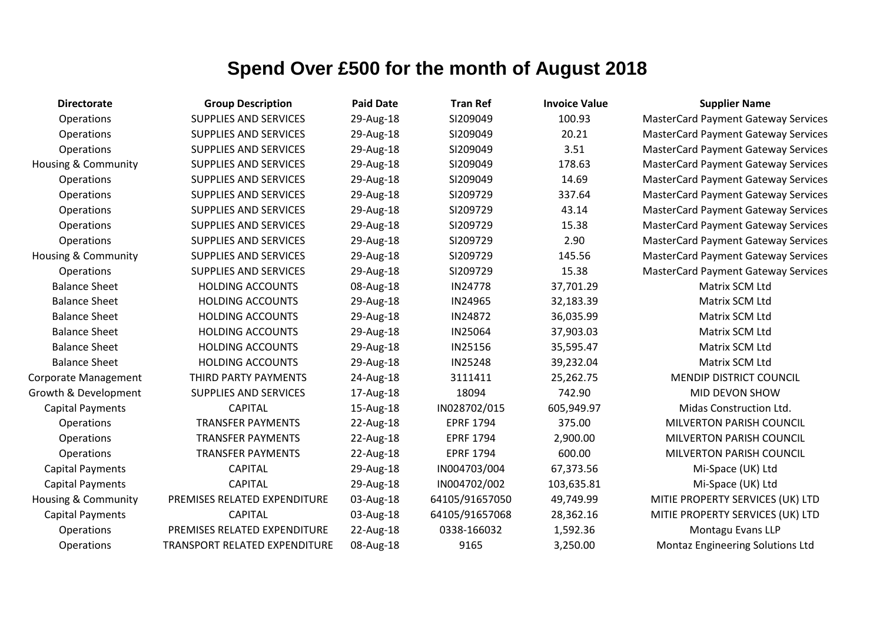# Spend Over £500 for the month of August 2018

| Directorate | Group Description | Paid Date | Tran Ref | Invoice Value | Supplier Name |
|---|---|---|---|---|---|
| Operations | SUPPLIES AND SERVICES | 29-Aug-18 | SI209049 | 100.93 | MasterCard Payment Gateway Services |
| Operations | SUPPLIES AND SERVICES | 29-Aug-18 | SI209049 | 20.21 | MasterCard Payment Gateway Services |
| Operations | SUPPLIES AND SERVICES | 29-Aug-18 | SI209049 | 3.51 | MasterCard Payment Gateway Services |
| Housing & Community | SUPPLIES AND SERVICES | 29-Aug-18 | SI209049 | 178.63 | MasterCard Payment Gateway Services |
| Operations | SUPPLIES AND SERVICES | 29-Aug-18 | SI209049 | 14.69 | MasterCard Payment Gateway Services |
| Operations | SUPPLIES AND SERVICES | 29-Aug-18 | SI209729 | 337.64 | MasterCard Payment Gateway Services |
| Operations | SUPPLIES AND SERVICES | 29-Aug-18 | SI209729 | 43.14 | MasterCard Payment Gateway Services |
| Operations | SUPPLIES AND SERVICES | 29-Aug-18 | SI209729 | 15.38 | MasterCard Payment Gateway Services |
| Operations | SUPPLIES AND SERVICES | 29-Aug-18 | SI209729 | 2.90 | MasterCard Payment Gateway Services |
| Housing & Community | SUPPLIES AND SERVICES | 29-Aug-18 | SI209729 | 145.56 | MasterCard Payment Gateway Services |
| Operations | SUPPLIES AND SERVICES | 29-Aug-18 | SI209729 | 15.38 | MasterCard Payment Gateway Services |
| Balance Sheet | HOLDING ACCOUNTS | 08-Aug-18 | IN24778 | 37,701.29 | Matrix SCM Ltd |
| Balance Sheet | HOLDING ACCOUNTS | 29-Aug-18 | IN24965 | 32,183.39 | Matrix SCM Ltd |
| Balance Sheet | HOLDING ACCOUNTS | 29-Aug-18 | IN24872 | 36,035.99 | Matrix SCM Ltd |
| Balance Sheet | HOLDING ACCOUNTS | 29-Aug-18 | IN25064 | 37,903.03 | Matrix SCM Ltd |
| Balance Sheet | HOLDING ACCOUNTS | 29-Aug-18 | IN25156 | 35,595.47 | Matrix SCM Ltd |
| Balance Sheet | HOLDING ACCOUNTS | 29-Aug-18 | IN25248 | 39,232.04 | Matrix SCM Ltd |
| Corporate Management | THIRD PARTY PAYMENTS | 24-Aug-18 | 3111411 | 25,262.75 | MENDIP DISTRICT COUNCIL |
| Growth & Development | SUPPLIES AND SERVICES | 17-Aug-18 | 18094 | 742.90 | MID DEVON SHOW |
| Capital Payments | CAPITAL | 15-Aug-18 | IN028702/015 | 605,949.97 | Midas Construction Ltd. |
| Operations | TRANSFER PAYMENTS | 22-Aug-18 | EPRF 1794 | 375.00 | MILVERTON PARISH COUNCIL |
| Operations | TRANSFER PAYMENTS | 22-Aug-18 | EPRF 1794 | 2,900.00 | MILVERTON PARISH COUNCIL |
| Operations | TRANSFER PAYMENTS | 22-Aug-18 | EPRF 1794 | 600.00 | MILVERTON PARISH COUNCIL |
| Capital Payments | CAPITAL | 29-Aug-18 | IN004703/004 | 67,373.56 | Mi-Space (UK) Ltd |
| Capital Payments | CAPITAL | 29-Aug-18 | IN004702/002 | 103,635.81 | Mi-Space (UK) Ltd |
| Housing & Community | PREMISES RELATED EXPENDITURE | 03-Aug-18 | 64105/91657050 | 49,749.99 | MITIE PROPERTY SERVICES (UK) LTD |
| Capital Payments | CAPITAL | 03-Aug-18 | 64105/91657068 | 28,362.16 | MITIE PROPERTY SERVICES (UK) LTD |
| Operations | PREMISES RELATED EXPENDITURE | 22-Aug-18 | 0338-166032 | 1,592.36 | Montagu Evans LLP |
| Operations | TRANSPORT RELATED EXPENDITURE | 08-Aug-18 | 9165 | 3,250.00 | Montaz Engineering Solutions Ltd |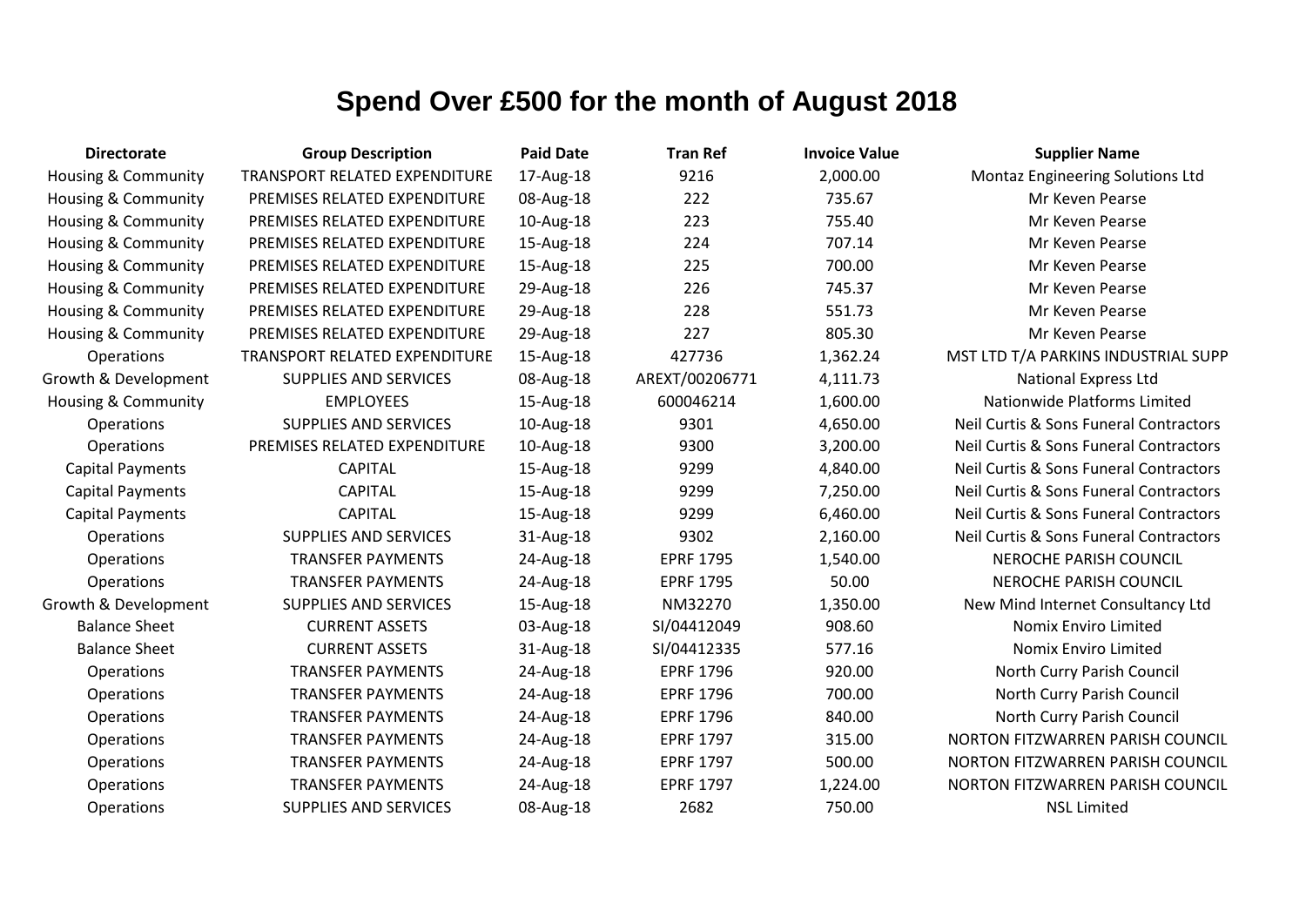# Spend Over £500 for the month of August 2018

| Directorate | Group Description | Paid Date | Tran Ref | Invoice Value | Supplier Name |
|---|---|---|---|---|---|
| Housing & Community | TRANSPORT RELATED EXPENDITURE | 17-Aug-18 | 9216 | 2,000.00 | Montaz Engineering Solutions Ltd |
| Housing & Community | PREMISES RELATED EXPENDITURE | 08-Aug-18 | 222 | 735.67 | Mr Keven Pearse |
| Housing & Community | PREMISES RELATED EXPENDITURE | 10-Aug-18 | 223 | 755.40 | Mr Keven Pearse |
| Housing & Community | PREMISES RELATED EXPENDITURE | 15-Aug-18 | 224 | 707.14 | Mr Keven Pearse |
| Housing & Community | PREMISES RELATED EXPENDITURE | 15-Aug-18 | 225 | 700.00 | Mr Keven Pearse |
| Housing & Community | PREMISES RELATED EXPENDITURE | 29-Aug-18 | 226 | 745.37 | Mr Keven Pearse |
| Housing & Community | PREMISES RELATED EXPENDITURE | 29-Aug-18 | 228 | 551.73 | Mr Keven Pearse |
| Housing & Community | PREMISES RELATED EXPENDITURE | 29-Aug-18 | 227 | 805.30 | Mr Keven Pearse |
| Operations | TRANSPORT RELATED EXPENDITURE | 15-Aug-18 | 427736 | 1,362.24 | MST LTD T/A PARKINS INDUSTRIAL SUPP |
| Growth & Development | SUPPLIES AND SERVICES | 08-Aug-18 | AREXT/00206771 | 4,111.73 | National Express Ltd |
| Housing & Community | EMPLOYEES | 15-Aug-18 | 600046214 | 1,600.00 | Nationwide Platforms Limited |
| Operations | SUPPLIES AND SERVICES | 10-Aug-18 | 9301 | 4,650.00 | Neil Curtis & Sons Funeral Contractors |
| Operations | PREMISES RELATED EXPENDITURE | 10-Aug-18 | 9300 | 3,200.00 | Neil Curtis & Sons Funeral Contractors |
| Capital Payments | CAPITAL | 15-Aug-18 | 9299 | 4,840.00 | Neil Curtis & Sons Funeral Contractors |
| Capital Payments | CAPITAL | 15-Aug-18 | 9299 | 7,250.00 | Neil Curtis & Sons Funeral Contractors |
| Capital Payments | CAPITAL | 15-Aug-18 | 9299 | 6,460.00 | Neil Curtis & Sons Funeral Contractors |
| Operations | SUPPLIES AND SERVICES | 31-Aug-18 | 9302 | 2,160.00 | Neil Curtis & Sons Funeral Contractors |
| Operations | TRANSFER PAYMENTS | 24-Aug-18 | EPRF 1795 | 1,540.00 | NEROCHE PARISH COUNCIL |
| Operations | TRANSFER PAYMENTS | 24-Aug-18 | EPRF 1795 | 50.00 | NEROCHE PARISH COUNCIL |
| Growth & Development | SUPPLIES AND SERVICES | 15-Aug-18 | NM32270 | 1,350.00 | New Mind Internet Consultancy Ltd |
| Balance Sheet | CURRENT ASSETS | 03-Aug-18 | SI/04412049 | 908.60 | Nomix Enviro Limited |
| Balance Sheet | CURRENT ASSETS | 31-Aug-18 | SI/04412335 | 577.16 | Nomix Enviro Limited |
| Operations | TRANSFER PAYMENTS | 24-Aug-18 | EPRF 1796 | 920.00 | North Curry Parish Council |
| Operations | TRANSFER PAYMENTS | 24-Aug-18 | EPRF 1796 | 700.00 | North Curry Parish Council |
| Operations | TRANSFER PAYMENTS | 24-Aug-18 | EPRF 1796 | 840.00 | North Curry Parish Council |
| Operations | TRANSFER PAYMENTS | 24-Aug-18 | EPRF 1797 | 315.00 | NORTON FITZWARREN PARISH COUNCIL |
| Operations | TRANSFER PAYMENTS | 24-Aug-18 | EPRF 1797 | 500.00 | NORTON FITZWARREN PARISH COUNCIL |
| Operations | TRANSFER PAYMENTS | 24-Aug-18 | EPRF 1797 | 1,224.00 | NORTON FITZWARREN PARISH COUNCIL |
| Operations | SUPPLIES AND SERVICES | 08-Aug-18 | 2682 | 750.00 | NSL Limited |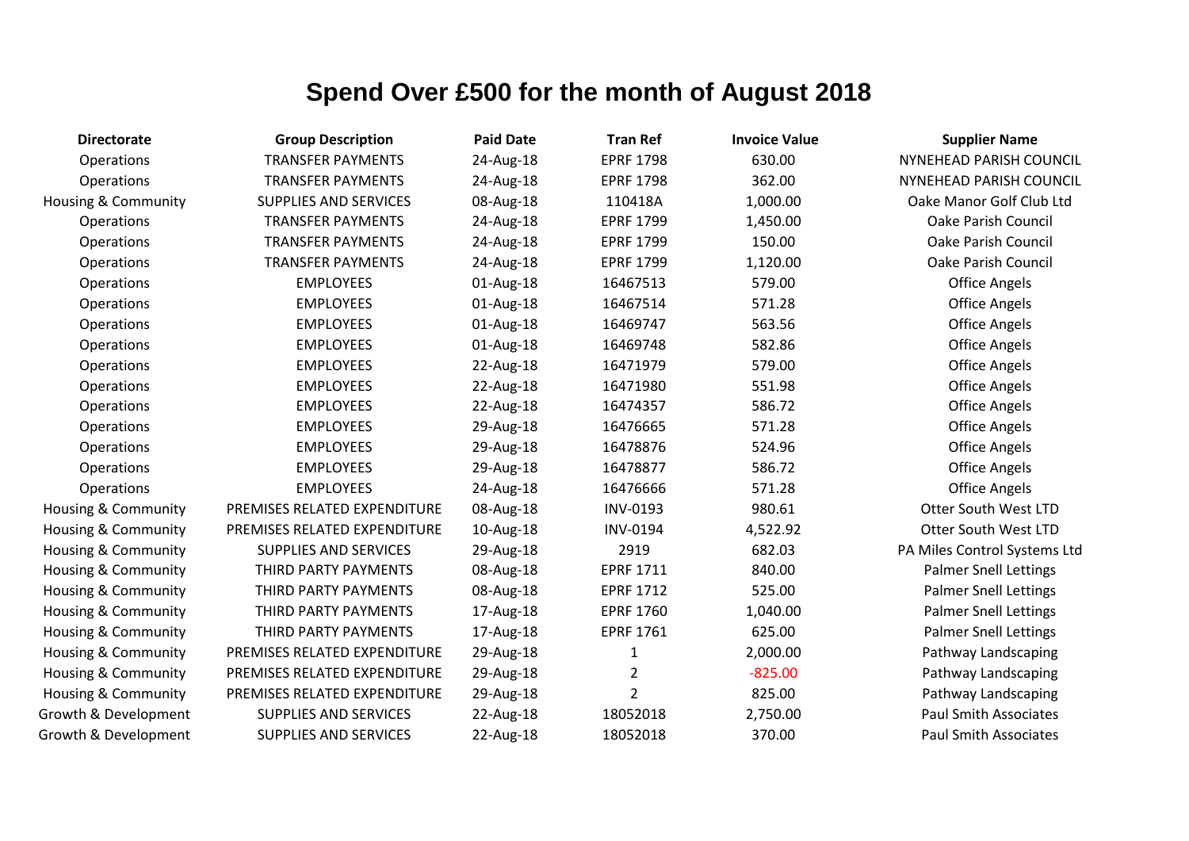# Spend Over £500 for the month of August 2018

| Directorate | Group Description | Paid Date | Tran Ref | Invoice Value | Supplier Name |
|---|---|---|---|---|---|
| Operations | TRANSFER PAYMENTS | 24-Aug-18 | EPRF 1798 | 630.00 | NYNEHEAD PARISH COUNCIL |
| Operations | TRANSFER PAYMENTS | 24-Aug-18 | EPRF 1798 | 362.00 | NYNEHEAD PARISH COUNCIL |
| Housing & Community | SUPPLIES AND SERVICES | 08-Aug-18 | 110418A | 1,000.00 | Oake Manor Golf Club Ltd |
| Operations | TRANSFER PAYMENTS | 24-Aug-18 | EPRF 1799 | 1,450.00 | Oake Parish Council |
| Operations | TRANSFER PAYMENTS | 24-Aug-18 | EPRF 1799 | 150.00 | Oake Parish Council |
| Operations | TRANSFER PAYMENTS | 24-Aug-18 | EPRF 1799 | 1,120.00 | Oake Parish Council |
| Operations | EMPLOYEES | 01-Aug-18 | 16467513 | 579.00 | Office Angels |
| Operations | EMPLOYEES | 01-Aug-18 | 16467514 | 571.28 | Office Angels |
| Operations | EMPLOYEES | 01-Aug-18 | 16469747 | 563.56 | Office Angels |
| Operations | EMPLOYEES | 01-Aug-18 | 16469748 | 582.86 | Office Angels |
| Operations | EMPLOYEES | 22-Aug-18 | 16471979 | 579.00 | Office Angels |
| Operations | EMPLOYEES | 22-Aug-18 | 16471980 | 551.98 | Office Angels |
| Operations | EMPLOYEES | 22-Aug-18 | 16474357 | 586.72 | Office Angels |
| Operations | EMPLOYEES | 29-Aug-18 | 16476665 | 571.28 | Office Angels |
| Operations | EMPLOYEES | 29-Aug-18 | 16478876 | 524.96 | Office Angels |
| Operations | EMPLOYEES | 29-Aug-18 | 16478877 | 586.72 | Office Angels |
| Operations | EMPLOYEES | 24-Aug-18 | 16476666 | 571.28 | Office Angels |
| Housing & Community | PREMISES RELATED EXPENDITURE | 08-Aug-18 | INV-0193 | 980.61 | Otter South West LTD |
| Housing & Community | PREMISES RELATED EXPENDITURE | 10-Aug-18 | INV-0194 | 4,522.92 | Otter South West LTD |
| Housing & Community | SUPPLIES AND SERVICES | 29-Aug-18 | 2919 | 682.03 | PA Miles Control Systems Ltd |
| Housing & Community | THIRD PARTY PAYMENTS | 08-Aug-18 | EPRF 1711 | 840.00 | Palmer Snell Lettings |
| Housing & Community | THIRD PARTY PAYMENTS | 08-Aug-18 | EPRF 1712 | 525.00 | Palmer Snell Lettings |
| Housing & Community | THIRD PARTY PAYMENTS | 17-Aug-18 | EPRF 1760 | 1,040.00 | Palmer Snell Lettings |
| Housing & Community | THIRD PARTY PAYMENTS | 17-Aug-18 | EPRF 1761 | 625.00 | Palmer Snell Lettings |
| Housing & Community | PREMISES RELATED EXPENDITURE | 29-Aug-18 | 1 | 2,000.00 | Pathway Landscaping |
| Housing & Community | PREMISES RELATED EXPENDITURE | 29-Aug-18 | 2 | -825.00 | Pathway Landscaping |
| Housing & Community | PREMISES RELATED EXPENDITURE | 29-Aug-18 | 2 | 825.00 | Pathway Landscaping |
| Growth & Development | SUPPLIES AND SERVICES | 22-Aug-18 | 18052018 | 2,750.00 | Paul Smith Associates |
| Growth & Development | SUPPLIES AND SERVICES | 22-Aug-18 | 18052018 | 370.00 | Paul Smith Associates |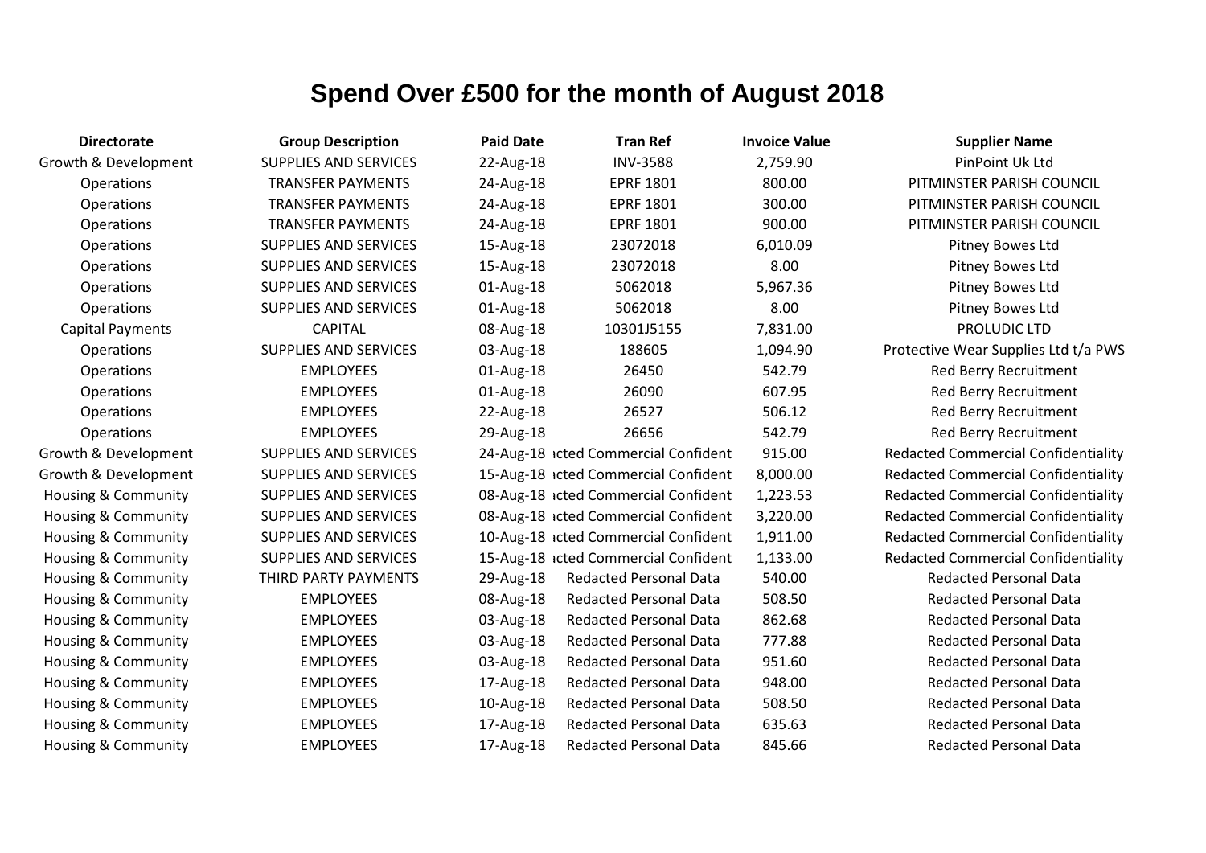# Spend Over £500 for the month of August 2018

| Directorate | Group Description | Paid Date | Tran Ref | Invoice Value | Supplier Name |
|---|---|---|---|---|---|
| Growth & Development | SUPPLIES AND SERVICES | 22-Aug-18 | INV-3588 | 2,759.90 | PinPoint Uk Ltd |
| Operations | TRANSFER PAYMENTS | 24-Aug-18 | EPRF 1801 | 800.00 | PITMINSTER PARISH COUNCIL |
| Operations | TRANSFER PAYMENTS | 24-Aug-18 | EPRF 1801 | 300.00 | PITMINSTER PARISH COUNCIL |
| Operations | TRANSFER PAYMENTS | 24-Aug-18 | EPRF 1801 | 900.00 | PITMINSTER PARISH COUNCIL |
| Operations | SUPPLIES AND SERVICES | 15-Aug-18 | 23072018 | 6,010.09 | Pitney Bowes Ltd |
| Operations | SUPPLIES AND SERVICES | 15-Aug-18 | 23072018 | 8.00 | Pitney Bowes Ltd |
| Operations | SUPPLIES AND SERVICES | 01-Aug-18 | 5062018 | 5,967.36 | Pitney Bowes Ltd |
| Operations | SUPPLIES AND SERVICES | 01-Aug-18 | 5062018 | 8.00 | Pitney Bowes Ltd |
| Capital Payments | CAPITAL | 08-Aug-18 | 10301J5155 | 7,831.00 | PROLUDIC LTD |
| Operations | SUPPLIES AND SERVICES | 03-Aug-18 | 188605 | 1,094.90 | Protective Wear Supplies Ltd t/a PWS |
| Operations | EMPLOYEES | 01-Aug-18 | 26450 | 542.79 | Red Berry Recruitment |
| Operations | EMPLOYEES | 01-Aug-18 | 26090 | 607.95 | Red Berry Recruitment |
| Operations | EMPLOYEES | 22-Aug-18 | 26527 | 506.12 | Red Berry Recruitment |
| Operations | EMPLOYEES | 29-Aug-18 | 26656 | 542.79 | Red Berry Recruitment |
| Growth & Development | SUPPLIES AND SERVICES | 24-Aug-18 | ıcted Commercial Confident | 915.00 | Redacted Commercial Confidentiality |
| Growth & Development | SUPPLIES AND SERVICES | 15-Aug-18 | ıcted Commercial Confident | 8,000.00 | Redacted Commercial Confidentiality |
| Housing & Community | SUPPLIES AND SERVICES | 08-Aug-18 | ıcted Commercial Confident | 1,223.53 | Redacted Commercial Confidentiality |
| Housing & Community | SUPPLIES AND SERVICES | 08-Aug-18 | ıcted Commercial Confident | 3,220.00 | Redacted Commercial Confidentiality |
| Housing & Community | SUPPLIES AND SERVICES | 10-Aug-18 | ıcted Commercial Confident | 1,911.00 | Redacted Commercial Confidentiality |
| Housing & Community | SUPPLIES AND SERVICES | 15-Aug-18 | ıcted Commercial Confident | 1,133.00 | Redacted Commercial Confidentiality |
| Housing & Community | THIRD PARTY PAYMENTS | 29-Aug-18 | Redacted Personal Data | 540.00 | Redacted Personal Data |
| Housing & Community | EMPLOYEES | 08-Aug-18 | Redacted Personal Data | 508.50 | Redacted Personal Data |
| Housing & Community | EMPLOYEES | 03-Aug-18 | Redacted Personal Data | 862.68 | Redacted Personal Data |
| Housing & Community | EMPLOYEES | 03-Aug-18 | Redacted Personal Data | 777.88 | Redacted Personal Data |
| Housing & Community | EMPLOYEES | 03-Aug-18 | Redacted Personal Data | 951.60 | Redacted Personal Data |
| Housing & Community | EMPLOYEES | 17-Aug-18 | Redacted Personal Data | 948.00 | Redacted Personal Data |
| Housing & Community | EMPLOYEES | 10-Aug-18 | Redacted Personal Data | 508.50 | Redacted Personal Data |
| Housing & Community | EMPLOYEES | 17-Aug-18 | Redacted Personal Data | 635.63 | Redacted Personal Data |
| Housing & Community | EMPLOYEES | 17-Aug-18 | Redacted Personal Data | 845.66 | Redacted Personal Data |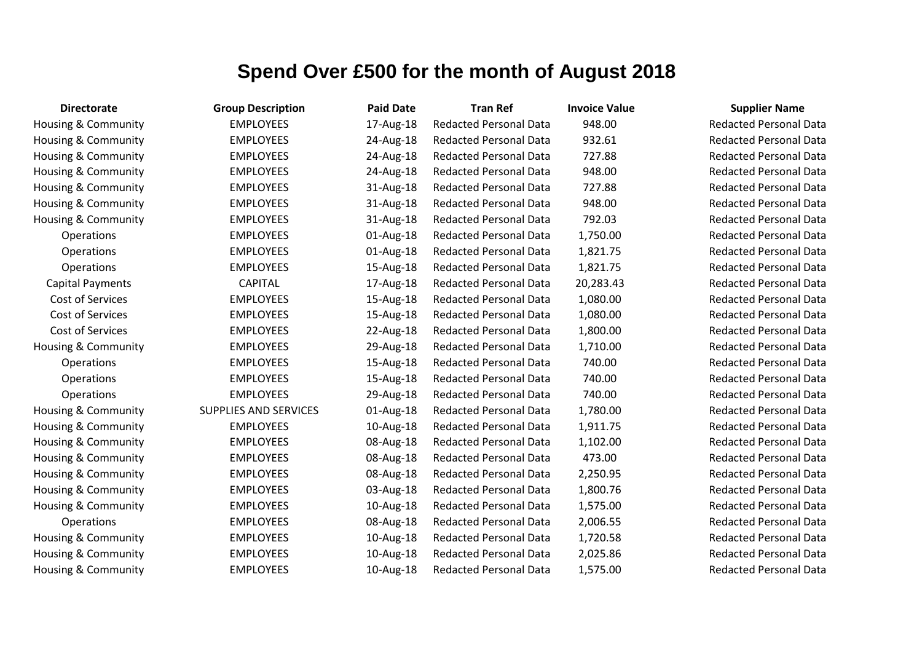# Spend Over £500 for the month of August 2018

| Directorate | Group Description | Paid Date | Tran Ref | Invoice Value | Supplier Name |
|---|---|---|---|---|---|
| Housing & Community | EMPLOYEES | 17-Aug-18 | Redacted Personal Data | 948.00 | Redacted Personal Data |
| Housing & Community | EMPLOYEES | 24-Aug-18 | Redacted Personal Data | 932.61 | Redacted Personal Data |
| Housing & Community | EMPLOYEES | 24-Aug-18 | Redacted Personal Data | 727.88 | Redacted Personal Data |
| Housing & Community | EMPLOYEES | 24-Aug-18 | Redacted Personal Data | 948.00 | Redacted Personal Data |
| Housing & Community | EMPLOYEES | 31-Aug-18 | Redacted Personal Data | 727.88 | Redacted Personal Data |
| Housing & Community | EMPLOYEES | 31-Aug-18 | Redacted Personal Data | 948.00 | Redacted Personal Data |
| Housing & Community | EMPLOYEES | 31-Aug-18 | Redacted Personal Data | 792.03 | Redacted Personal Data |
| Operations | EMPLOYEES | 01-Aug-18 | Redacted Personal Data | 1,750.00 | Redacted Personal Data |
| Operations | EMPLOYEES | 01-Aug-18 | Redacted Personal Data | 1,821.75 | Redacted Personal Data |
| Operations | EMPLOYEES | 15-Aug-18 | Redacted Personal Data | 1,821.75 | Redacted Personal Data |
| Capital Payments | CAPITAL | 17-Aug-18 | Redacted Personal Data | 20,283.43 | Redacted Personal Data |
| Cost of Services | EMPLOYEES | 15-Aug-18 | Redacted Personal Data | 1,080.00 | Redacted Personal Data |
| Cost of Services | EMPLOYEES | 15-Aug-18 | Redacted Personal Data | 1,080.00 | Redacted Personal Data |
| Cost of Services | EMPLOYEES | 22-Aug-18 | Redacted Personal Data | 1,800.00 | Redacted Personal Data |
| Housing & Community | EMPLOYEES | 29-Aug-18 | Redacted Personal Data | 1,710.00 | Redacted Personal Data |
| Operations | EMPLOYEES | 15-Aug-18 | Redacted Personal Data | 740.00 | Redacted Personal Data |
| Operations | EMPLOYEES | 15-Aug-18 | Redacted Personal Data | 740.00 | Redacted Personal Data |
| Operations | EMPLOYEES | 29-Aug-18 | Redacted Personal Data | 740.00 | Redacted Personal Data |
| Housing & Community | SUPPLIES AND SERVICES | 01-Aug-18 | Redacted Personal Data | 1,780.00 | Redacted Personal Data |
| Housing & Community | EMPLOYEES | 10-Aug-18 | Redacted Personal Data | 1,911.75 | Redacted Personal Data |
| Housing & Community | EMPLOYEES | 08-Aug-18 | Redacted Personal Data | 1,102.00 | Redacted Personal Data |
| Housing & Community | EMPLOYEES | 08-Aug-18 | Redacted Personal Data | 473.00 | Redacted Personal Data |
| Housing & Community | EMPLOYEES | 08-Aug-18 | Redacted Personal Data | 2,250.95 | Redacted Personal Data |
| Housing & Community | EMPLOYEES | 03-Aug-18 | Redacted Personal Data | 1,800.76 | Redacted Personal Data |
| Housing & Community | EMPLOYEES | 10-Aug-18 | Redacted Personal Data | 1,575.00 | Redacted Personal Data |
| Operations | EMPLOYEES | 08-Aug-18 | Redacted Personal Data | 2,006.55 | Redacted Personal Data |
| Housing & Community | EMPLOYEES | 10-Aug-18 | Redacted Personal Data | 1,720.58 | Redacted Personal Data |
| Housing & Community | EMPLOYEES | 10-Aug-18 | Redacted Personal Data | 2,025.86 | Redacted Personal Data |
| Housing & Community | EMPLOYEES | 10-Aug-18 | Redacted Personal Data | 1,575.00 | Redacted Personal Data |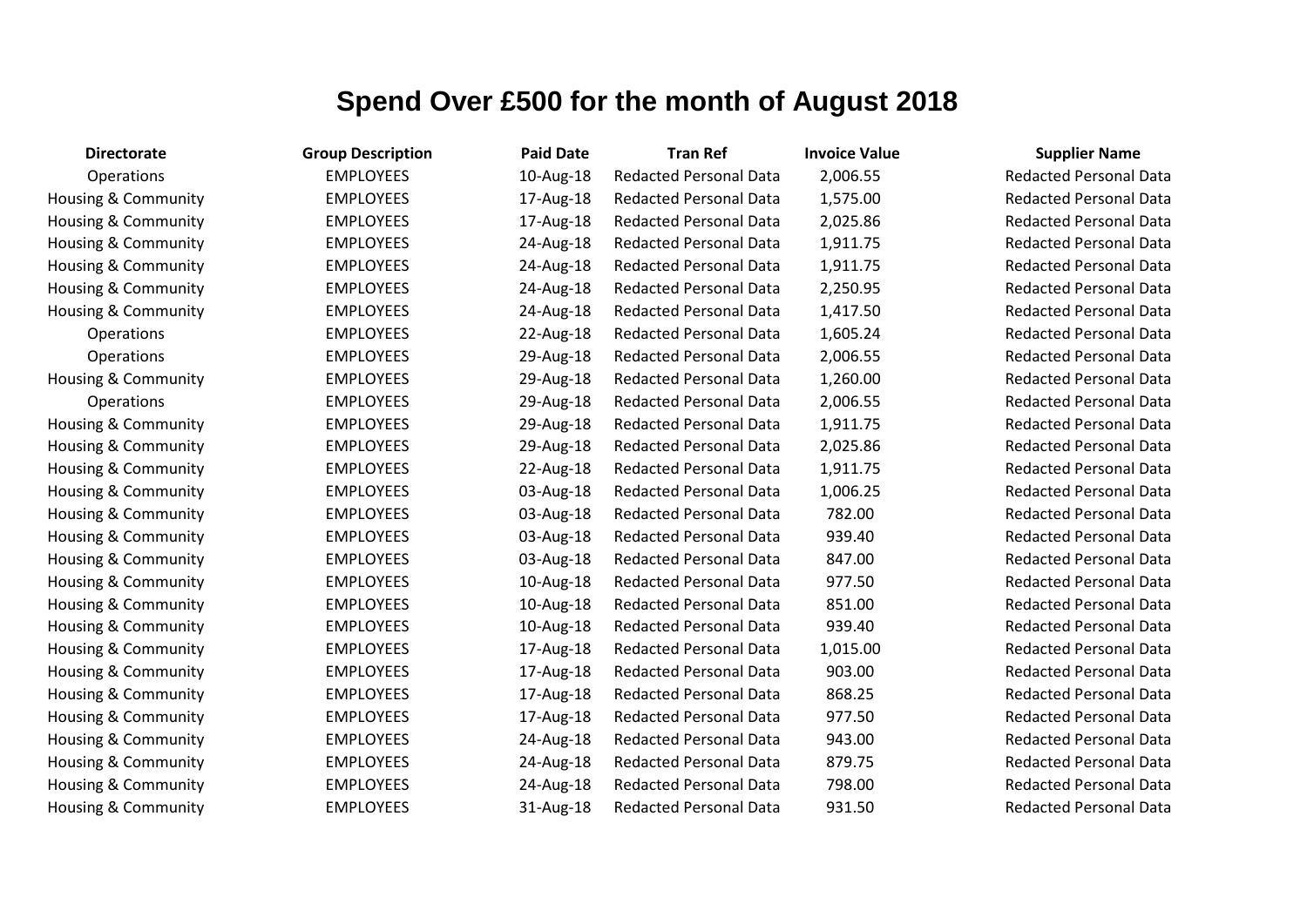# Spend Over £500 for the month of August 2018

| Directorate | Group Description | Paid Date | Tran Ref | Invoice Value | Supplier Name |
|---|---|---|---|---|---|
| Operations | EMPLOYEES | 10-Aug-18 | Redacted Personal Data | 2,006.55 | Redacted Personal Data |
| Housing & Community | EMPLOYEES | 17-Aug-18 | Redacted Personal Data | 1,575.00 | Redacted Personal Data |
| Housing & Community | EMPLOYEES | 17-Aug-18 | Redacted Personal Data | 2,025.86 | Redacted Personal Data |
| Housing & Community | EMPLOYEES | 24-Aug-18 | Redacted Personal Data | 1,911.75 | Redacted Personal Data |
| Housing & Community | EMPLOYEES | 24-Aug-18 | Redacted Personal Data | 1,911.75 | Redacted Personal Data |
| Housing & Community | EMPLOYEES | 24-Aug-18 | Redacted Personal Data | 2,250.95 | Redacted Personal Data |
| Housing & Community | EMPLOYEES | 24-Aug-18 | Redacted Personal Data | 1,417.50 | Redacted Personal Data |
| Operations | EMPLOYEES | 22-Aug-18 | Redacted Personal Data | 1,605.24 | Redacted Personal Data |
| Operations | EMPLOYEES | 29-Aug-18 | Redacted Personal Data | 2,006.55 | Redacted Personal Data |
| Housing & Community | EMPLOYEES | 29-Aug-18 | Redacted Personal Data | 1,260.00 | Redacted Personal Data |
| Operations | EMPLOYEES | 29-Aug-18 | Redacted Personal Data | 2,006.55 | Redacted Personal Data |
| Housing & Community | EMPLOYEES | 29-Aug-18 | Redacted Personal Data | 1,911.75 | Redacted Personal Data |
| Housing & Community | EMPLOYEES | 29-Aug-18 | Redacted Personal Data | 2,025.86 | Redacted Personal Data |
| Housing & Community | EMPLOYEES | 22-Aug-18 | Redacted Personal Data | 1,911.75 | Redacted Personal Data |
| Housing & Community | EMPLOYEES | 03-Aug-18 | Redacted Personal Data | 1,006.25 | Redacted Personal Data |
| Housing & Community | EMPLOYEES | 03-Aug-18 | Redacted Personal Data | 782.00 | Redacted Personal Data |
| Housing & Community | EMPLOYEES | 03-Aug-18 | Redacted Personal Data | 939.40 | Redacted Personal Data |
| Housing & Community | EMPLOYEES | 03-Aug-18 | Redacted Personal Data | 847.00 | Redacted Personal Data |
| Housing & Community | EMPLOYEES | 10-Aug-18 | Redacted Personal Data | 977.50 | Redacted Personal Data |
| Housing & Community | EMPLOYEES | 10-Aug-18 | Redacted Personal Data | 851.00 | Redacted Personal Data |
| Housing & Community | EMPLOYEES | 10-Aug-18 | Redacted Personal Data | 939.40 | Redacted Personal Data |
| Housing & Community | EMPLOYEES | 17-Aug-18 | Redacted Personal Data | 1,015.00 | Redacted Personal Data |
| Housing & Community | EMPLOYEES | 17-Aug-18 | Redacted Personal Data | 903.00 | Redacted Personal Data |
| Housing & Community | EMPLOYEES | 17-Aug-18 | Redacted Personal Data | 868.25 | Redacted Personal Data |
| Housing & Community | EMPLOYEES | 17-Aug-18 | Redacted Personal Data | 977.50 | Redacted Personal Data |
| Housing & Community | EMPLOYEES | 24-Aug-18 | Redacted Personal Data | 943.00 | Redacted Personal Data |
| Housing & Community | EMPLOYEES | 24-Aug-18 | Redacted Personal Data | 879.75 | Redacted Personal Data |
| Housing & Community | EMPLOYEES | 24-Aug-18 | Redacted Personal Data | 798.00 | Redacted Personal Data |
| Housing & Community | EMPLOYEES | 31-Aug-18 | Redacted Personal Data | 931.50 | Redacted Personal Data |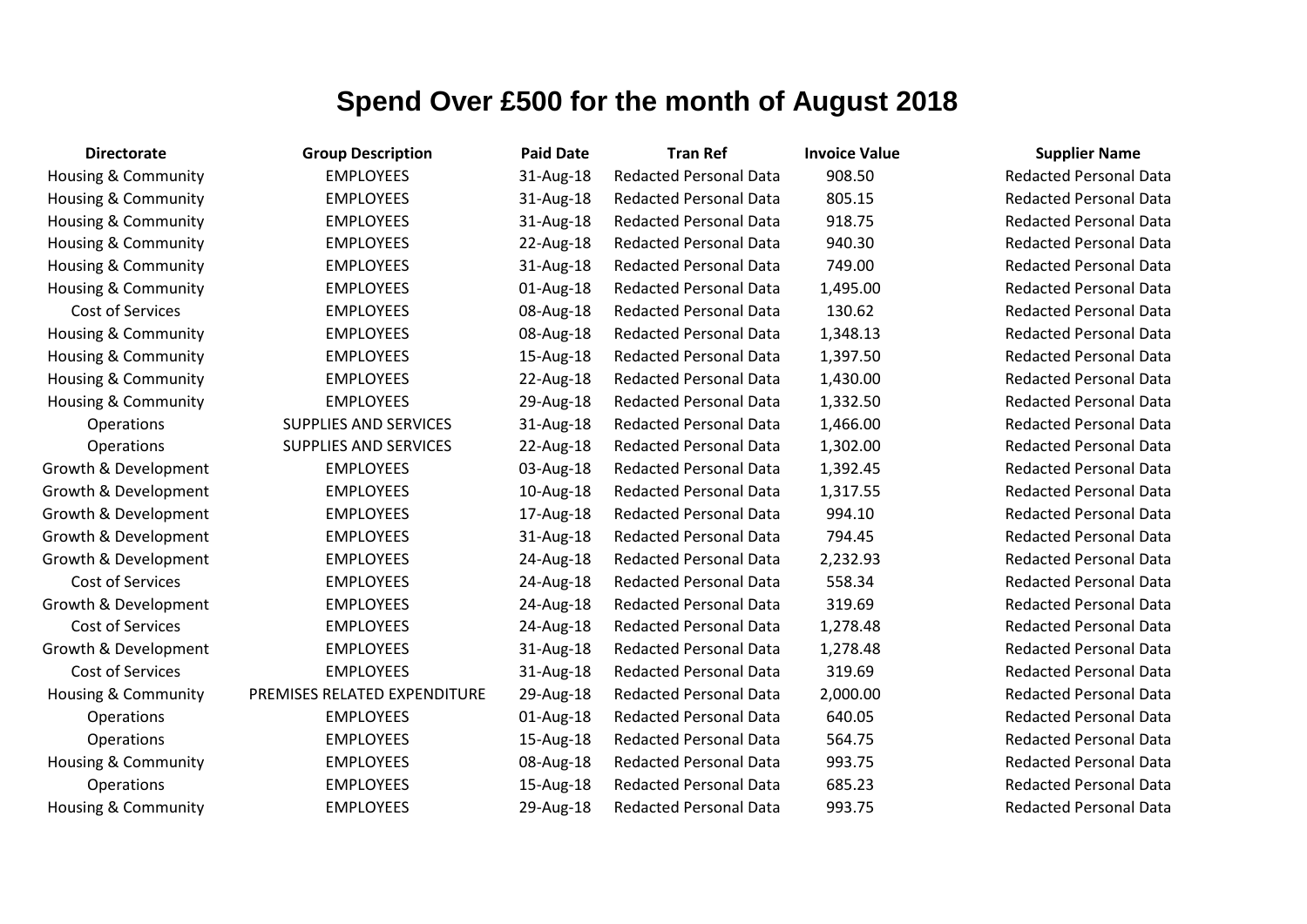# Spend Over £500 for the month of August 2018

| Directorate | Group Description | Paid Date | Tran Ref | Invoice Value | Supplier Name |
|---|---|---|---|---|---|
| Housing & Community | EMPLOYEES | 31-Aug-18 | Redacted Personal Data | 908.50 | Redacted Personal Data |
| Housing & Community | EMPLOYEES | 31-Aug-18 | Redacted Personal Data | 805.15 | Redacted Personal Data |
| Housing & Community | EMPLOYEES | 31-Aug-18 | Redacted Personal Data | 918.75 | Redacted Personal Data |
| Housing & Community | EMPLOYEES | 22-Aug-18 | Redacted Personal Data | 940.30 | Redacted Personal Data |
| Housing & Community | EMPLOYEES | 31-Aug-18 | Redacted Personal Data | 749.00 | Redacted Personal Data |
| Housing & Community | EMPLOYEES | 01-Aug-18 | Redacted Personal Data | 1,495.00 | Redacted Personal Data |
| Cost of Services | EMPLOYEES | 08-Aug-18 | Redacted Personal Data | 130.62 | Redacted Personal Data |
| Housing & Community | EMPLOYEES | 08-Aug-18 | Redacted Personal Data | 1,348.13 | Redacted Personal Data |
| Housing & Community | EMPLOYEES | 15-Aug-18 | Redacted Personal Data | 1,397.50 | Redacted Personal Data |
| Housing & Community | EMPLOYEES | 22-Aug-18 | Redacted Personal Data | 1,430.00 | Redacted Personal Data |
| Housing & Community | EMPLOYEES | 29-Aug-18 | Redacted Personal Data | 1,332.50 | Redacted Personal Data |
| Operations | SUPPLIES AND SERVICES | 31-Aug-18 | Redacted Personal Data | 1,466.00 | Redacted Personal Data |
| Operations | SUPPLIES AND SERVICES | 22-Aug-18 | Redacted Personal Data | 1,302.00 | Redacted Personal Data |
| Growth & Development | EMPLOYEES | 03-Aug-18 | Redacted Personal Data | 1,392.45 | Redacted Personal Data |
| Growth & Development | EMPLOYEES | 10-Aug-18 | Redacted Personal Data | 1,317.55 | Redacted Personal Data |
| Growth & Development | EMPLOYEES | 17-Aug-18 | Redacted Personal Data | 994.10 | Redacted Personal Data |
| Growth & Development | EMPLOYEES | 31-Aug-18 | Redacted Personal Data | 794.45 | Redacted Personal Data |
| Growth & Development | EMPLOYEES | 24-Aug-18 | Redacted Personal Data | 2,232.93 | Redacted Personal Data |
| Cost of Services | EMPLOYEES | 24-Aug-18 | Redacted Personal Data | 558.34 | Redacted Personal Data |
| Growth & Development | EMPLOYEES | 24-Aug-18 | Redacted Personal Data | 319.69 | Redacted Personal Data |
| Cost of Services | EMPLOYEES | 24-Aug-18 | Redacted Personal Data | 1,278.48 | Redacted Personal Data |
| Growth & Development | EMPLOYEES | 31-Aug-18 | Redacted Personal Data | 1,278.48 | Redacted Personal Data |
| Cost of Services | EMPLOYEES | 31-Aug-18 | Redacted Personal Data | 319.69 | Redacted Personal Data |
| Housing & Community | PREMISES RELATED EXPENDITURE | 29-Aug-18 | Redacted Personal Data | 2,000.00 | Redacted Personal Data |
| Operations | EMPLOYEES | 01-Aug-18 | Redacted Personal Data | 640.05 | Redacted Personal Data |
| Operations | EMPLOYEES | 15-Aug-18 | Redacted Personal Data | 564.75 | Redacted Personal Data |
| Housing & Community | EMPLOYEES | 08-Aug-18 | Redacted Personal Data | 993.75 | Redacted Personal Data |
| Operations | EMPLOYEES | 15-Aug-18 | Redacted Personal Data | 685.23 | Redacted Personal Data |
| Housing & Community | EMPLOYEES | 29-Aug-18 | Redacted Personal Data | 993.75 | Redacted Personal Data |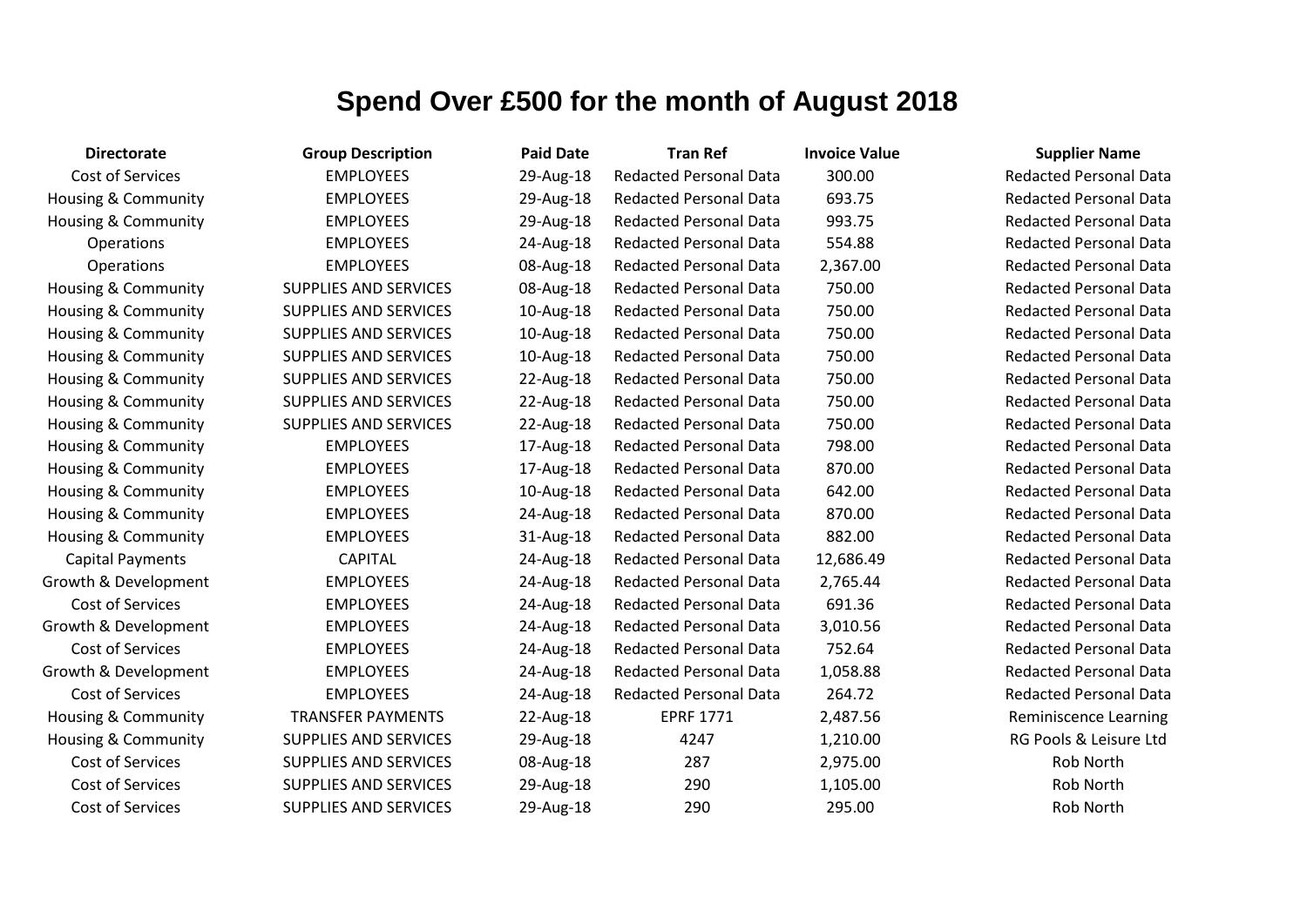# Spend Over £500 for the month of August 2018

| Directorate | Group Description | Paid Date | Tran Ref | Invoice Value | Supplier Name |
|---|---|---|---|---|---|
| Cost of Services | EMPLOYEES | 29-Aug-18 | Redacted Personal Data | 300.00 | Redacted Personal Data |
| Housing & Community | EMPLOYEES | 29-Aug-18 | Redacted Personal Data | 693.75 | Redacted Personal Data |
| Housing & Community | EMPLOYEES | 29-Aug-18 | Redacted Personal Data | 993.75 | Redacted Personal Data |
| Operations | EMPLOYEES | 24-Aug-18 | Redacted Personal Data | 554.88 | Redacted Personal Data |
| Operations | EMPLOYEES | 08-Aug-18 | Redacted Personal Data | 2,367.00 | Redacted Personal Data |
| Housing & Community | SUPPLIES AND SERVICES | 08-Aug-18 | Redacted Personal Data | 750.00 | Redacted Personal Data |
| Housing & Community | SUPPLIES AND SERVICES | 10-Aug-18 | Redacted Personal Data | 750.00 | Redacted Personal Data |
| Housing & Community | SUPPLIES AND SERVICES | 10-Aug-18 | Redacted Personal Data | 750.00 | Redacted Personal Data |
| Housing & Community | SUPPLIES AND SERVICES | 10-Aug-18 | Redacted Personal Data | 750.00 | Redacted Personal Data |
| Housing & Community | SUPPLIES AND SERVICES | 22-Aug-18 | Redacted Personal Data | 750.00 | Redacted Personal Data |
| Housing & Community | SUPPLIES AND SERVICES | 22-Aug-18 | Redacted Personal Data | 750.00 | Redacted Personal Data |
| Housing & Community | SUPPLIES AND SERVICES | 22-Aug-18 | Redacted Personal Data | 750.00 | Redacted Personal Data |
| Housing & Community | EMPLOYEES | 17-Aug-18 | Redacted Personal Data | 798.00 | Redacted Personal Data |
| Housing & Community | EMPLOYEES | 17-Aug-18 | Redacted Personal Data | 870.00 | Redacted Personal Data |
| Housing & Community | EMPLOYEES | 10-Aug-18 | Redacted Personal Data | 642.00 | Redacted Personal Data |
| Housing & Community | EMPLOYEES | 24-Aug-18 | Redacted Personal Data | 870.00 | Redacted Personal Data |
| Housing & Community | EMPLOYEES | 31-Aug-18 | Redacted Personal Data | 882.00 | Redacted Personal Data |
| Capital Payments | CAPITAL | 24-Aug-18 | Redacted Personal Data | 12,686.49 | Redacted Personal Data |
| Growth & Development | EMPLOYEES | 24-Aug-18 | Redacted Personal Data | 2,765.44 | Redacted Personal Data |
| Cost of Services | EMPLOYEES | 24-Aug-18 | Redacted Personal Data | 691.36 | Redacted Personal Data |
| Growth & Development | EMPLOYEES | 24-Aug-18 | Redacted Personal Data | 3,010.56 | Redacted Personal Data |
| Cost of Services | EMPLOYEES | 24-Aug-18 | Redacted Personal Data | 752.64 | Redacted Personal Data |
| Growth & Development | EMPLOYEES | 24-Aug-18 | Redacted Personal Data | 1,058.88 | Redacted Personal Data |
| Cost of Services | EMPLOYEES | 24-Aug-18 | Redacted Personal Data | 264.72 | Redacted Personal Data |
| Housing & Community | TRANSFER PAYMENTS | 22-Aug-18 | EPRF 1771 | 2,487.56 | Reminiscence Learning |
| Housing & Community | SUPPLIES AND SERVICES | 29-Aug-18 | 4247 | 1,210.00 | RG Pools & Leisure Ltd |
| Cost of Services | SUPPLIES AND SERVICES | 08-Aug-18 | 287 | 2,975.00 | Rob North |
| Cost of Services | SUPPLIES AND SERVICES | 29-Aug-18 | 290 | 1,105.00 | Rob North |
| Cost of Services | SUPPLIES AND SERVICES | 29-Aug-18 | 290 | 295.00 | Rob North |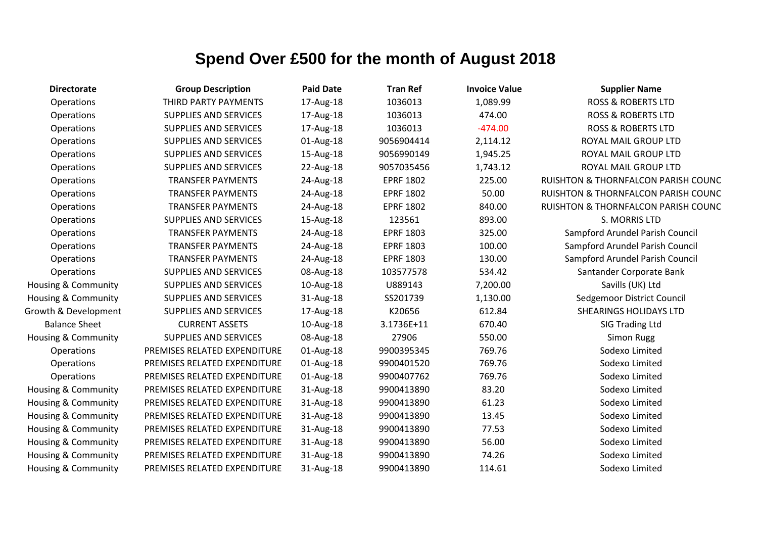# Spend Over £500 for the month of August 2018

| Directorate | Group Description | Paid Date | Tran Ref | Invoice Value | Supplier Name |
|---|---|---|---|---|---|
| Operations | THIRD PARTY PAYMENTS | 17-Aug-18 | 1036013 | 1,089.99 | ROSS & ROBERTS LTD |
| Operations | SUPPLIES AND SERVICES | 17-Aug-18 | 1036013 | 474.00 | ROSS & ROBERTS LTD |
| Operations | SUPPLIES AND SERVICES | 17-Aug-18 | 1036013 | -474.00 | ROSS & ROBERTS LTD |
| Operations | SUPPLIES AND SERVICES | 01-Aug-18 | 9056904414 | 2,114.12 | ROYAL MAIL GROUP LTD |
| Operations | SUPPLIES AND SERVICES | 15-Aug-18 | 9056990149 | 1,945.25 | ROYAL MAIL GROUP LTD |
| Operations | SUPPLIES AND SERVICES | 22-Aug-18 | 9057035456 | 1,743.12 | ROYAL MAIL GROUP LTD |
| Operations | TRANSFER PAYMENTS | 24-Aug-18 | EPRF 1802 | 225.00 | RUISHTON & THORNFALCON PARISH COUNC |
| Operations | TRANSFER PAYMENTS | 24-Aug-18 | EPRF 1802 | 50.00 | RUISHTON & THORNFALCON PARISH COUNC |
| Operations | TRANSFER PAYMENTS | 24-Aug-18 | EPRF 1802 | 840.00 | RUISHTON & THORNFALCON PARISH COUNC |
| Operations | SUPPLIES AND SERVICES | 15-Aug-18 | 123561 | 893.00 | S. MORRIS LTD |
| Operations | TRANSFER PAYMENTS | 24-Aug-18 | EPRF 1803 | 325.00 | Sampford Arundel Parish Council |
| Operations | TRANSFER PAYMENTS | 24-Aug-18 | EPRF 1803 | 100.00 | Sampford Arundel Parish Council |
| Operations | TRANSFER PAYMENTS | 24-Aug-18 | EPRF 1803 | 130.00 | Sampford Arundel Parish Council |
| Operations | SUPPLIES AND SERVICES | 08-Aug-18 | 103577578 | 534.42 | Santander Corporate Bank |
| Housing & Community | SUPPLIES AND SERVICES | 10-Aug-18 | U889143 | 7,200.00 | Savills (UK) Ltd |
| Housing & Community | SUPPLIES AND SERVICES | 31-Aug-18 | SS201739 | 1,130.00 | Sedgemoor District Council |
| Growth & Development | SUPPLIES AND SERVICES | 17-Aug-18 | K20656 | 612.84 | SHEARINGS HOLIDAYS LTD |
| Balance Sheet | CURRENT ASSETS | 10-Aug-18 | 3.1736E+11 | 670.40 | SIG Trading Ltd |
| Housing & Community | SUPPLIES AND SERVICES | 08-Aug-18 | 27906 | 550.00 | Simon Rugg |
| Operations | PREMISES RELATED EXPENDITURE | 01-Aug-18 | 9900395345 | 769.76 | Sodexo Limited |
| Operations | PREMISES RELATED EXPENDITURE | 01-Aug-18 | 9900401520 | 769.76 | Sodexo Limited |
| Operations | PREMISES RELATED EXPENDITURE | 01-Aug-18 | 9900407762 | 769.76 | Sodexo Limited |
| Housing & Community | PREMISES RELATED EXPENDITURE | 31-Aug-18 | 9900413890 | 83.20 | Sodexo Limited |
| Housing & Community | PREMISES RELATED EXPENDITURE | 31-Aug-18 | 9900413890 | 61.23 | Sodexo Limited |
| Housing & Community | PREMISES RELATED EXPENDITURE | 31-Aug-18 | 9900413890 | 13.45 | Sodexo Limited |
| Housing & Community | PREMISES RELATED EXPENDITURE | 31-Aug-18 | 9900413890 | 77.53 | Sodexo Limited |
| Housing & Community | PREMISES RELATED EXPENDITURE | 31-Aug-18 | 9900413890 | 56.00 | Sodexo Limited |
| Housing & Community | PREMISES RELATED EXPENDITURE | 31-Aug-18 | 9900413890 | 74.26 | Sodexo Limited |
| Housing & Community | PREMISES RELATED EXPENDITURE | 31-Aug-18 | 9900413890 | 114.61 | Sodexo Limited |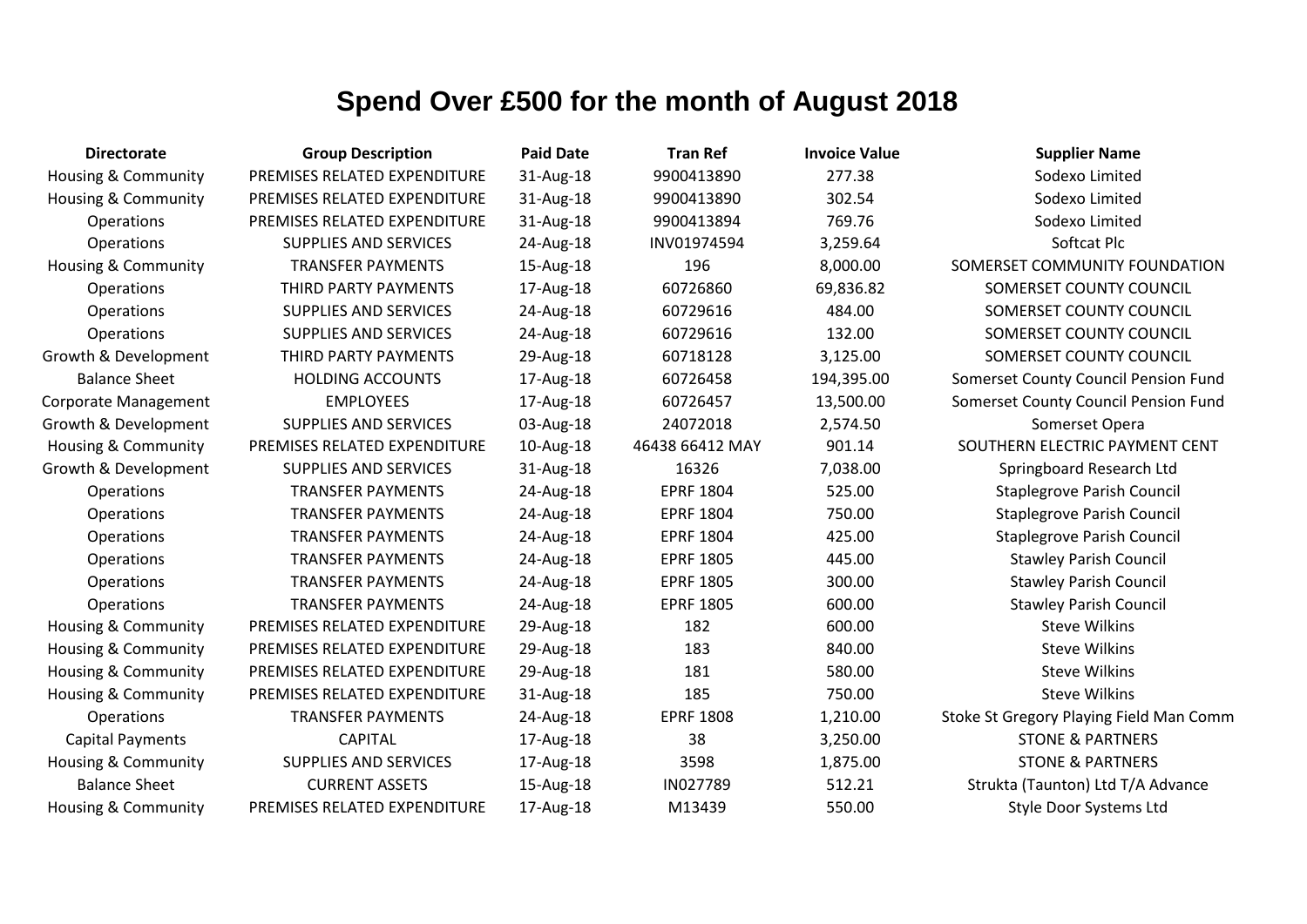# Spend Over £500 for the month of August 2018

| Directorate | Group Description | Paid Date | Tran Ref | Invoice Value | Supplier Name |
|---|---|---|---|---|---|
| Housing & Community | PREMISES RELATED EXPENDITURE | 31-Aug-18 | 9900413890 | 277.38 | Sodexo Limited |
| Housing & Community | PREMISES RELATED EXPENDITURE | 31-Aug-18 | 9900413890 | 302.54 | Sodexo Limited |
| Operations | PREMISES RELATED EXPENDITURE | 31-Aug-18 | 9900413894 | 769.76 | Sodexo Limited |
| Operations | SUPPLIES AND SERVICES | 24-Aug-18 | INV01974594 | 3,259.64 | Softcat Plc |
| Housing & Community | TRANSFER PAYMENTS | 15-Aug-18 | 196 | 8,000.00 | SOMERSET COMMUNITY FOUNDATION |
| Operations | THIRD PARTY PAYMENTS | 17-Aug-18 | 60726860 | 69,836.82 | SOMERSET COUNTY COUNCIL |
| Operations | SUPPLIES AND SERVICES | 24-Aug-18 | 60729616 | 484.00 | SOMERSET COUNTY COUNCIL |
| Operations | SUPPLIES AND SERVICES | 24-Aug-18 | 60729616 | 132.00 | SOMERSET COUNTY COUNCIL |
| Growth & Development | THIRD PARTY PAYMENTS | 29-Aug-18 | 60718128 | 3,125.00 | SOMERSET COUNTY COUNCIL |
| Balance Sheet | HOLDING ACCOUNTS | 17-Aug-18 | 60726458 | 194,395.00 | Somerset County Council Pension Fund |
| Corporate Management | EMPLOYEES | 17-Aug-18 | 60726457 | 13,500.00 | Somerset County Council Pension Fund |
| Growth & Development | SUPPLIES AND SERVICES | 03-Aug-18 | 24072018 | 2,574.50 | Somerset Opera |
| Housing & Community | PREMISES RELATED EXPENDITURE | 10-Aug-18 | 46438 66412 MAY | 901.14 | SOUTHERN ELECTRIC PAYMENT CENT |
| Growth & Development | SUPPLIES AND SERVICES | 31-Aug-18 | 16326 | 7,038.00 | Springboard Research Ltd |
| Operations | TRANSFER PAYMENTS | 24-Aug-18 | EPRF 1804 | 525.00 | Staplegrove Parish Council |
| Operations | TRANSFER PAYMENTS | 24-Aug-18 | EPRF 1804 | 750.00 | Staplegrove Parish Council |
| Operations | TRANSFER PAYMENTS | 24-Aug-18 | EPRF 1804 | 425.00 | Staplegrove Parish Council |
| Operations | TRANSFER PAYMENTS | 24-Aug-18 | EPRF 1805 | 445.00 | Stawley Parish Council |
| Operations | TRANSFER PAYMENTS | 24-Aug-18 | EPRF 1805 | 300.00 | Stawley Parish Council |
| Operations | TRANSFER PAYMENTS | 24-Aug-18 | EPRF 1805 | 600.00 | Stawley Parish Council |
| Housing & Community | PREMISES RELATED EXPENDITURE | 29-Aug-18 | 182 | 600.00 | Steve Wilkins |
| Housing & Community | PREMISES RELATED EXPENDITURE | 29-Aug-18 | 183 | 840.00 | Steve Wilkins |
| Housing & Community | PREMISES RELATED EXPENDITURE | 29-Aug-18 | 181 | 580.00 | Steve Wilkins |
| Housing & Community | PREMISES RELATED EXPENDITURE | 31-Aug-18 | 185 | 750.00 | Steve Wilkins |
| Operations | TRANSFER PAYMENTS | 24-Aug-18 | EPRF 1808 | 1,210.00 | Stoke St Gregory Playing Field Man Comm |
| Capital Payments | CAPITAL | 17-Aug-18 | 38 | 3,250.00 | STONE & PARTNERS |
| Housing & Community | SUPPLIES AND SERVICES | 17-Aug-18 | 3598 | 1,875.00 | STONE & PARTNERS |
| Balance Sheet | CURRENT ASSETS | 15-Aug-18 | IN027789 | 512.21 | Strukta (Taunton) Ltd T/A Advance |
| Housing & Community | PREMISES RELATED EXPENDITURE | 17-Aug-18 | M13439 | 550.00 | Style Door Systems Ltd |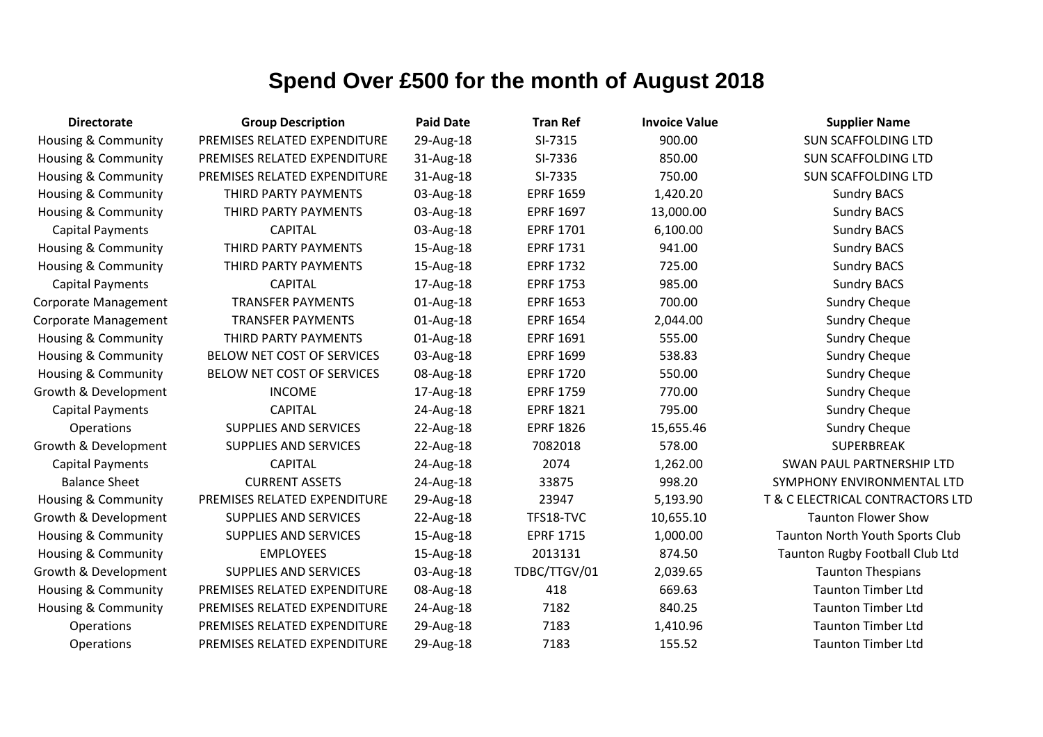# Spend Over £500 for the month of August 2018

| Directorate | Group Description | Paid Date | Tran Ref | Invoice Value | Supplier Name |
|---|---|---|---|---|---|
| Housing & Community | PREMISES RELATED EXPENDITURE | 29-Aug-18 | SI-7315 | 900.00 | SUN SCAFFOLDING LTD |
| Housing & Community | PREMISES RELATED EXPENDITURE | 31-Aug-18 | SI-7336 | 850.00 | SUN SCAFFOLDING LTD |
| Housing & Community | PREMISES RELATED EXPENDITURE | 31-Aug-18 | SI-7335 | 750.00 | SUN SCAFFOLDING LTD |
| Housing & Community | THIRD PARTY PAYMENTS | 03-Aug-18 | EPRF 1659 | 1,420.20 | Sundry BACS |
| Housing & Community | THIRD PARTY PAYMENTS | 03-Aug-18 | EPRF 1697 | 13,000.00 | Sundry BACS |
| Capital Payments | CAPITAL | 03-Aug-18 | EPRF 1701 | 6,100.00 | Sundry BACS |
| Housing & Community | THIRD PARTY PAYMENTS | 15-Aug-18 | EPRF 1731 | 941.00 | Sundry BACS |
| Housing & Community | THIRD PARTY PAYMENTS | 15-Aug-18 | EPRF 1732 | 725.00 | Sundry BACS |
| Capital Payments | CAPITAL | 17-Aug-18 | EPRF 1753 | 985.00 | Sundry BACS |
| Corporate Management | TRANSFER PAYMENTS | 01-Aug-18 | EPRF 1653 | 700.00 | Sundry Cheque |
| Corporate Management | TRANSFER PAYMENTS | 01-Aug-18 | EPRF 1654 | 2,044.00 | Sundry Cheque |
| Housing & Community | THIRD PARTY PAYMENTS | 01-Aug-18 | EPRF 1691 | 555.00 | Sundry Cheque |
| Housing & Community | BELOW NET COST OF SERVICES | 03-Aug-18 | EPRF 1699 | 538.83 | Sundry Cheque |
| Housing & Community | BELOW NET COST OF SERVICES | 08-Aug-18 | EPRF 1720 | 550.00 | Sundry Cheque |
| Growth & Development | INCOME | 17-Aug-18 | EPRF 1759 | 770.00 | Sundry Cheque |
| Capital Payments | CAPITAL | 24-Aug-18 | EPRF 1821 | 795.00 | Sundry Cheque |
| Operations | SUPPLIES AND SERVICES | 22-Aug-18 | EPRF 1826 | 15,655.46 | Sundry Cheque |
| Growth & Development | SUPPLIES AND SERVICES | 22-Aug-18 | 7082018 | 578.00 | SUPERBREAK |
| Capital Payments | CAPITAL | 24-Aug-18 | 2074 | 1,262.00 | SWAN PAUL PARTNERSHIP LTD |
| Balance Sheet | CURRENT ASSETS | 24-Aug-18 | 33875 | 998.20 | SYMPHONY ENVIRONMENTAL LTD |
| Housing & Community | PREMISES RELATED EXPENDITURE | 29-Aug-18 | 23947 | 5,193.90 | T & C ELECTRICAL CONTRACTORS LTD |
| Growth & Development | SUPPLIES AND SERVICES | 22-Aug-18 | TFS18-TVC | 10,655.10 | Taunton Flower Show |
| Housing & Community | SUPPLIES AND SERVICES | 15-Aug-18 | EPRF 1715 | 1,000.00 | Taunton North Youth Sports Club |
| Housing & Community | EMPLOYEES | 15-Aug-18 | 2013131 | 874.50 | Taunton Rugby Football Club Ltd |
| Growth & Development | SUPPLIES AND SERVICES | 03-Aug-18 | TDBC/TTGV/01 | 2,039.65 | Taunton Thespians |
| Housing & Community | PREMISES RELATED EXPENDITURE | 08-Aug-18 | 418 | 669.63 | Taunton Timber Ltd |
| Housing & Community | PREMISES RELATED EXPENDITURE | 24-Aug-18 | 7182 | 840.25 | Taunton Timber Ltd |
| Operations | PREMISES RELATED EXPENDITURE | 29-Aug-18 | 7183 | 1,410.96 | Taunton Timber Ltd |
| Operations | PREMISES RELATED EXPENDITURE | 29-Aug-18 | 7183 | 155.52 | Taunton Timber Ltd |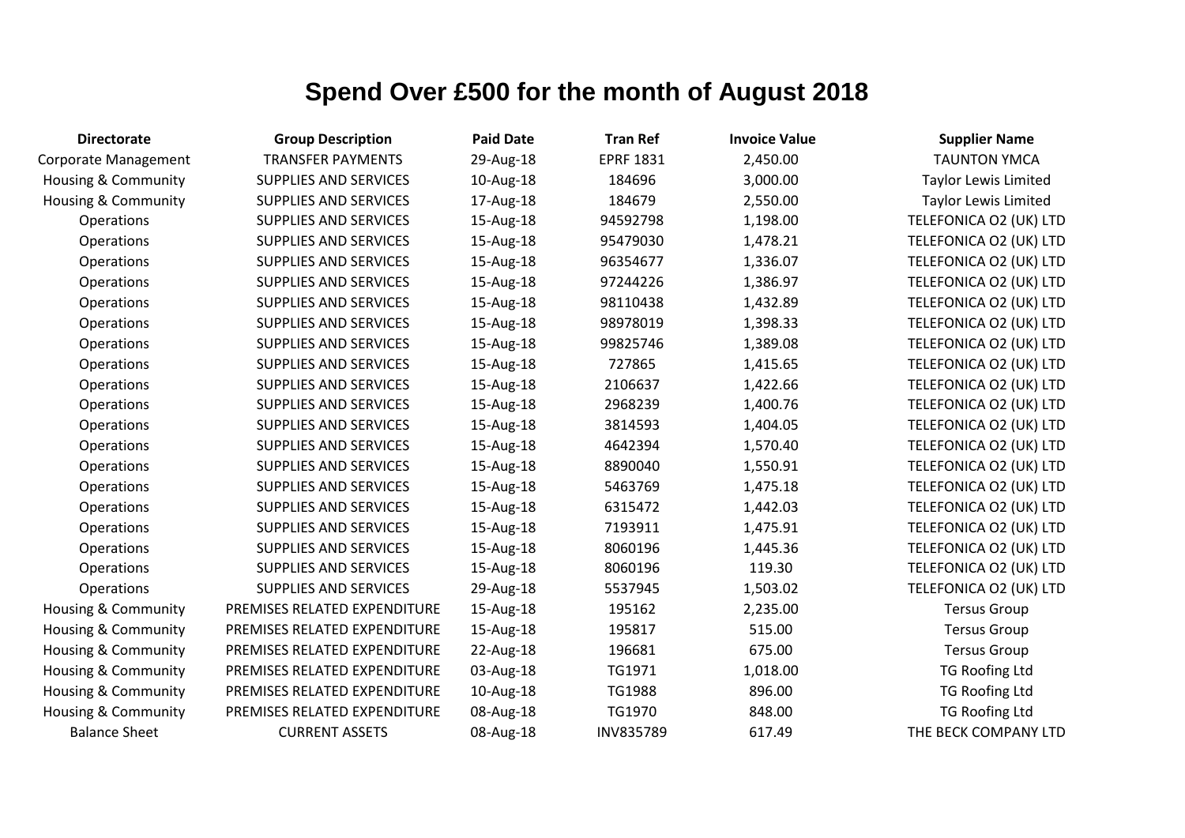# Spend Over £500 for the month of August 2018

| Directorate | Group Description | Paid Date | Tran Ref | Invoice Value | Supplier Name |
|---|---|---|---|---|---|
| Corporate Management | TRANSFER PAYMENTS | 29-Aug-18 | EPRF 1831 | 2,450.00 | TAUNTON YMCA |
| Housing & Community | SUPPLIES AND SERVICES | 10-Aug-18 | 184696 | 3,000.00 | Taylor Lewis Limited |
| Housing & Community | SUPPLIES AND SERVICES | 17-Aug-18 | 184679 | 2,550.00 | Taylor Lewis Limited |
| Operations | SUPPLIES AND SERVICES | 15-Aug-18 | 94592798 | 1,198.00 | TELEFONICA O2 (UK) LTD |
| Operations | SUPPLIES AND SERVICES | 15-Aug-18 | 95479030 | 1,478.21 | TELEFONICA O2 (UK) LTD |
| Operations | SUPPLIES AND SERVICES | 15-Aug-18 | 96354677 | 1,336.07 | TELEFONICA O2 (UK) LTD |
| Operations | SUPPLIES AND SERVICES | 15-Aug-18 | 97244226 | 1,386.97 | TELEFONICA O2 (UK) LTD |
| Operations | SUPPLIES AND SERVICES | 15-Aug-18 | 98110438 | 1,432.89 | TELEFONICA O2 (UK) LTD |
| Operations | SUPPLIES AND SERVICES | 15-Aug-18 | 98978019 | 1,398.33 | TELEFONICA O2 (UK) LTD |
| Operations | SUPPLIES AND SERVICES | 15-Aug-18 | 99825746 | 1,389.08 | TELEFONICA O2 (UK) LTD |
| Operations | SUPPLIES AND SERVICES | 15-Aug-18 | 727865 | 1,415.65 | TELEFONICA O2 (UK) LTD |
| Operations | SUPPLIES AND SERVICES | 15-Aug-18 | 2106637 | 1,422.66 | TELEFONICA O2 (UK) LTD |
| Operations | SUPPLIES AND SERVICES | 15-Aug-18 | 2968239 | 1,400.76 | TELEFONICA O2 (UK) LTD |
| Operations | SUPPLIES AND SERVICES | 15-Aug-18 | 3814593 | 1,404.05 | TELEFONICA O2 (UK) LTD |
| Operations | SUPPLIES AND SERVICES | 15-Aug-18 | 4642394 | 1,570.40 | TELEFONICA O2 (UK) LTD |
| Operations | SUPPLIES AND SERVICES | 15-Aug-18 | 8890040 | 1,550.91 | TELEFONICA O2 (UK) LTD |
| Operations | SUPPLIES AND SERVICES | 15-Aug-18 | 5463769 | 1,475.18 | TELEFONICA O2 (UK) LTD |
| Operations | SUPPLIES AND SERVICES | 15-Aug-18 | 6315472 | 1,442.03 | TELEFONICA O2 (UK) LTD |
| Operations | SUPPLIES AND SERVICES | 15-Aug-18 | 7193911 | 1,475.91 | TELEFONICA O2 (UK) LTD |
| Operations | SUPPLIES AND SERVICES | 15-Aug-18 | 8060196 | 1,445.36 | TELEFONICA O2 (UK) LTD |
| Operations | SUPPLIES AND SERVICES | 15-Aug-18 | 8060196 | 119.30 | TELEFONICA O2 (UK) LTD |
| Operations | SUPPLIES AND SERVICES | 29-Aug-18 | 5537945 | 1,503.02 | TELEFONICA O2 (UK) LTD |
| Housing & Community | PREMISES RELATED EXPENDITURE | 15-Aug-18 | 195162 | 2,235.00 | Tersus Group |
| Housing & Community | PREMISES RELATED EXPENDITURE | 15-Aug-18 | 195817 | 515.00 | Tersus Group |
| Housing & Community | PREMISES RELATED EXPENDITURE | 22-Aug-18 | 196681 | 675.00 | Tersus Group |
| Housing & Community | PREMISES RELATED EXPENDITURE | 03-Aug-18 | TG1971 | 1,018.00 | TG Roofing Ltd |
| Housing & Community | PREMISES RELATED EXPENDITURE | 10-Aug-18 | TG1988 | 896.00 | TG Roofing Ltd |
| Housing & Community | PREMISES RELATED EXPENDITURE | 08-Aug-18 | TG1970 | 848.00 | TG Roofing Ltd |
| Balance Sheet | CURRENT ASSETS | 08-Aug-18 | INV835789 | 617.49 | THE BECK COMPANY LTD |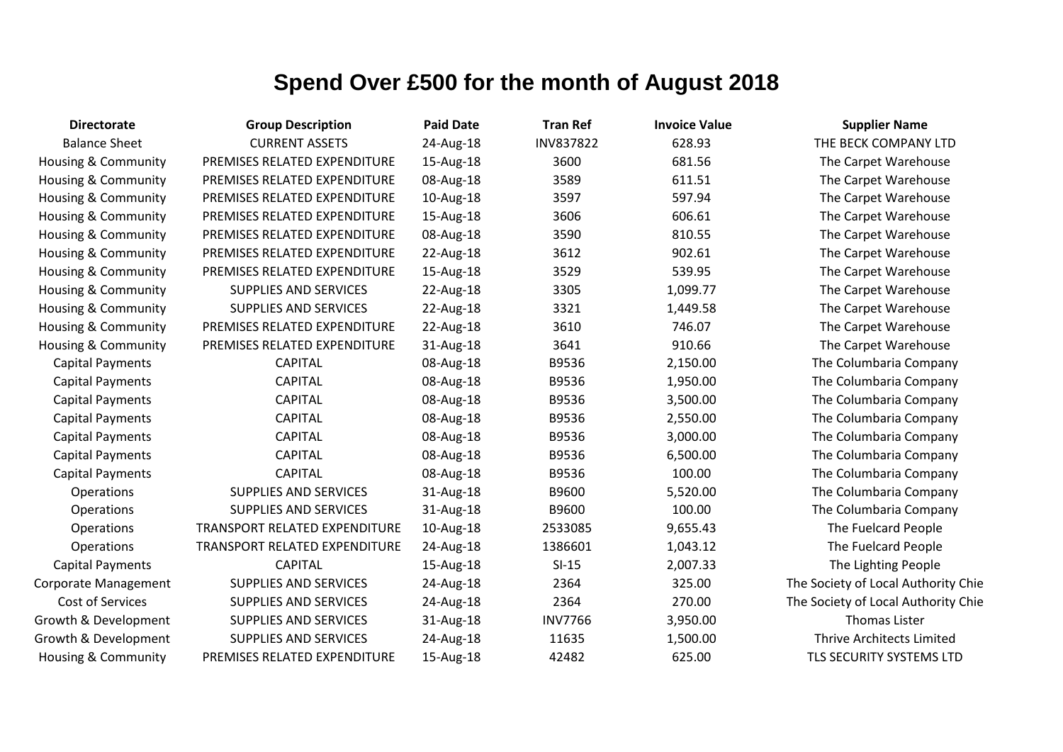# Spend Over £500 for the month of August 2018

| Directorate | Group Description | Paid Date | Tran Ref | Invoice Value | Supplier Name |
|---|---|---|---|---|---|
| Balance Sheet | CURRENT ASSETS | 24-Aug-18 | INV837822 | 628.93 | THE BECK COMPANY LTD |
| Housing & Community | PREMISES RELATED EXPENDITURE | 15-Aug-18 | 3600 | 681.56 | The Carpet Warehouse |
| Housing & Community | PREMISES RELATED EXPENDITURE | 08-Aug-18 | 3589 | 611.51 | The Carpet Warehouse |
| Housing & Community | PREMISES RELATED EXPENDITURE | 10-Aug-18 | 3597 | 597.94 | The Carpet Warehouse |
| Housing & Community | PREMISES RELATED EXPENDITURE | 15-Aug-18 | 3606 | 606.61 | The Carpet Warehouse |
| Housing & Community | PREMISES RELATED EXPENDITURE | 08-Aug-18 | 3590 | 810.55 | The Carpet Warehouse |
| Housing & Community | PREMISES RELATED EXPENDITURE | 22-Aug-18 | 3612 | 902.61 | The Carpet Warehouse |
| Housing & Community | PREMISES RELATED EXPENDITURE | 15-Aug-18 | 3529 | 539.95 | The Carpet Warehouse |
| Housing & Community | SUPPLIES AND SERVICES | 22-Aug-18 | 3305 | 1,099.77 | The Carpet Warehouse |
| Housing & Community | SUPPLIES AND SERVICES | 22-Aug-18 | 3321 | 1,449.58 | The Carpet Warehouse |
| Housing & Community | PREMISES RELATED EXPENDITURE | 22-Aug-18 | 3610 | 746.07 | The Carpet Warehouse |
| Housing & Community | PREMISES RELATED EXPENDITURE | 31-Aug-18 | 3641 | 910.66 | The Carpet Warehouse |
| Capital Payments | CAPITAL | 08-Aug-18 | B9536 | 2,150.00 | The Columbaria Company |
| Capital Payments | CAPITAL | 08-Aug-18 | B9536 | 1,950.00 | The Columbaria Company |
| Capital Payments | CAPITAL | 08-Aug-18 | B9536 | 3,500.00 | The Columbaria Company |
| Capital Payments | CAPITAL | 08-Aug-18 | B9536 | 2,550.00 | The Columbaria Company |
| Capital Payments | CAPITAL | 08-Aug-18 | B9536 | 3,000.00 | The Columbaria Company |
| Capital Payments | CAPITAL | 08-Aug-18 | B9536 | 6,500.00 | The Columbaria Company |
| Capital Payments | CAPITAL | 08-Aug-18 | B9536 | 100.00 | The Columbaria Company |
| Operations | SUPPLIES AND SERVICES | 31-Aug-18 | B9600 | 5,520.00 | The Columbaria Company |
| Operations | SUPPLIES AND SERVICES | 31-Aug-18 | B9600 | 100.00 | The Columbaria Company |
| Operations | TRANSPORT RELATED EXPENDITURE | 10-Aug-18 | 2533085 | 9,655.43 | The Fuelcard People |
| Operations | TRANSPORT RELATED EXPENDITURE | 24-Aug-18 | 1386601 | 1,043.12 | The Fuelcard People |
| Capital Payments | CAPITAL | 15-Aug-18 | SI-15 | 2,007.33 | The Lighting People |
| Corporate Management | SUPPLIES AND SERVICES | 24-Aug-18 | 2364 | 325.00 | The Society of Local Authority Chie |
| Cost of Services | SUPPLIES AND SERVICES | 24-Aug-18 | 2364 | 270.00 | The Society of Local Authority Chie |
| Growth & Development | SUPPLIES AND SERVICES | 31-Aug-18 | INV7766 | 3,950.00 | Thomas Lister |
| Growth & Development | SUPPLIES AND SERVICES | 24-Aug-18 | 11635 | 1,500.00 | Thrive Architects Limited |
| Housing & Community | PREMISES RELATED EXPENDITURE | 15-Aug-18 | 42482 | 625.00 | TLS SECURITY SYSTEMS LTD |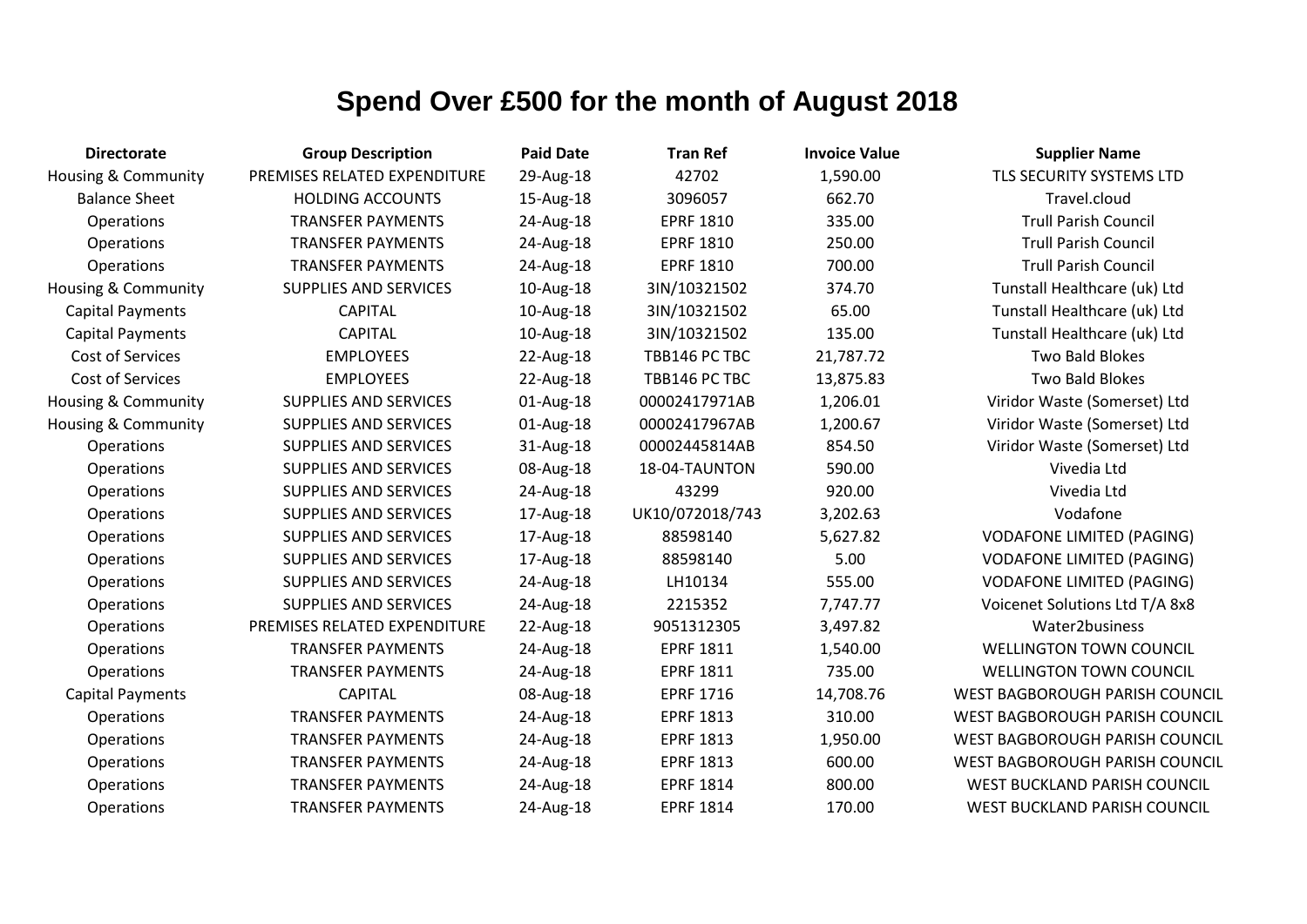# Spend Over £500 for the month of August 2018

| Directorate | Group Description | Paid Date | Tran Ref | Invoice Value | Supplier Name |
|---|---|---|---|---|---|
| Housing & Community | PREMISES RELATED EXPENDITURE | 29-Aug-18 | 42702 | 1,590.00 | TLS SECURITY SYSTEMS LTD |
| Balance Sheet | HOLDING ACCOUNTS | 15-Aug-18 | 3096057 | 662.70 | Travel.cloud |
| Operations | TRANSFER PAYMENTS | 24-Aug-18 | EPRF 1810 | 335.00 | Trull Parish Council |
| Operations | TRANSFER PAYMENTS | 24-Aug-18 | EPRF 1810 | 250.00 | Trull Parish Council |
| Operations | TRANSFER PAYMENTS | 24-Aug-18 | EPRF 1810 | 700.00 | Trull Parish Council |
| Housing & Community | SUPPLIES AND SERVICES | 10-Aug-18 | 3IN/10321502 | 374.70 | Tunstall Healthcare (uk) Ltd |
| Capital Payments | CAPITAL | 10-Aug-18 | 3IN/10321502 | 65.00 | Tunstall Healthcare (uk) Ltd |
| Capital Payments | CAPITAL | 10-Aug-18 | 3IN/10321502 | 135.00 | Tunstall Healthcare (uk) Ltd |
| Cost of Services | EMPLOYEES | 22-Aug-18 | TBB146 PC TBC | 21,787.72 | Two Bald Blokes |
| Cost of Services | EMPLOYEES | 22-Aug-18 | TBB146 PC TBC | 13,875.83 | Two Bald Blokes |
| Housing & Community | SUPPLIES AND SERVICES | 01-Aug-18 | 00002417971AB | 1,206.01 | Viridor Waste (Somerset) Ltd |
| Housing & Community | SUPPLIES AND SERVICES | 01-Aug-18 | 00002417967AB | 1,200.67 | Viridor Waste (Somerset) Ltd |
| Operations | SUPPLIES AND SERVICES | 31-Aug-18 | 00002445814AB | 854.50 | Viridor Waste (Somerset) Ltd |
| Operations | SUPPLIES AND SERVICES | 08-Aug-18 | 18-04-TAUNTON | 590.00 | Vivedia Ltd |
| Operations | SUPPLIES AND SERVICES | 24-Aug-18 | 43299 | 920.00 | Vivedia Ltd |
| Operations | SUPPLIES AND SERVICES | 17-Aug-18 | UK10/072018/743 | 3,202.63 | Vodafone |
| Operations | SUPPLIES AND SERVICES | 17-Aug-18 | 88598140 | 5,627.82 | VODAFONE LIMITED (PAGING) |
| Operations | SUPPLIES AND SERVICES | 17-Aug-18 | 88598140 | 5.00 | VODAFONE LIMITED (PAGING) |
| Operations | SUPPLIES AND SERVICES | 24-Aug-18 | LH10134 | 555.00 | VODAFONE LIMITED (PAGING) |
| Operations | SUPPLIES AND SERVICES | 24-Aug-18 | 2215352 | 7,747.77 | Voicenet Solutions Ltd T/A 8x8 |
| Operations | PREMISES RELATED EXPENDITURE | 22-Aug-18 | 9051312305 | 3,497.82 | Water2business |
| Operations | TRANSFER PAYMENTS | 24-Aug-18 | EPRF 1811 | 1,540.00 | WELLINGTON TOWN COUNCIL |
| Operations | TRANSFER PAYMENTS | 24-Aug-18 | EPRF 1811 | 735.00 | WELLINGTON TOWN COUNCIL |
| Capital Payments | CAPITAL | 08-Aug-18 | EPRF 1716 | 14,708.76 | WEST BAGBOROUGH PARISH COUNCIL |
| Operations | TRANSFER PAYMENTS | 24-Aug-18 | EPRF 1813 | 310.00 | WEST BAGBOROUGH PARISH COUNCIL |
| Operations | TRANSFER PAYMENTS | 24-Aug-18 | EPRF 1813 | 1,950.00 | WEST BAGBOROUGH PARISH COUNCIL |
| Operations | TRANSFER PAYMENTS | 24-Aug-18 | EPRF 1813 | 600.00 | WEST BAGBOROUGH PARISH COUNCIL |
| Operations | TRANSFER PAYMENTS | 24-Aug-18 | EPRF 1814 | 800.00 | WEST BUCKLAND PARISH COUNCIL |
| Operations | TRANSFER PAYMENTS | 24-Aug-18 | EPRF 1814 | 170.00 | WEST BUCKLAND PARISH COUNCIL |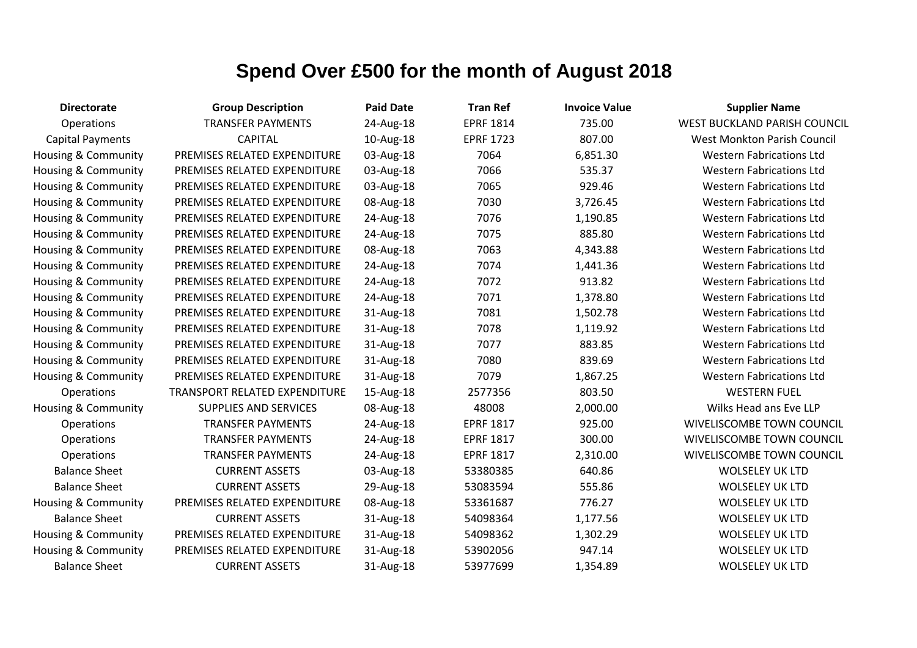# Spend Over £500 for the month of August 2018

| Directorate | Group Description | Paid Date | Tran Ref | Invoice Value | Supplier Name |
|---|---|---|---|---|---|
| Operations | TRANSFER PAYMENTS | 24-Aug-18 | EPRF 1814 | 735.00 | WEST BUCKLAND PARISH COUNCIL |
| Capital Payments | CAPITAL | 10-Aug-18 | EPRF 1723 | 807.00 | West Monkton Parish Council |
| Housing & Community | PREMISES RELATED EXPENDITURE | 03-Aug-18 | 7064 | 6,851.30 | Western Fabrications Ltd |
| Housing & Community | PREMISES RELATED EXPENDITURE | 03-Aug-18 | 7066 | 535.37 | Western Fabrications Ltd |
| Housing & Community | PREMISES RELATED EXPENDITURE | 03-Aug-18 | 7065 | 929.46 | Western Fabrications Ltd |
| Housing & Community | PREMISES RELATED EXPENDITURE | 08-Aug-18 | 7030 | 3,726.45 | Western Fabrications Ltd |
| Housing & Community | PREMISES RELATED EXPENDITURE | 24-Aug-18 | 7076 | 1,190.85 | Western Fabrications Ltd |
| Housing & Community | PREMISES RELATED EXPENDITURE | 24-Aug-18 | 7075 | 885.80 | Western Fabrications Ltd |
| Housing & Community | PREMISES RELATED EXPENDITURE | 08-Aug-18 | 7063 | 4,343.88 | Western Fabrications Ltd |
| Housing & Community | PREMISES RELATED EXPENDITURE | 24-Aug-18 | 7074 | 1,441.36 | Western Fabrications Ltd |
| Housing & Community | PREMISES RELATED EXPENDITURE | 24-Aug-18 | 7072 | 913.82 | Western Fabrications Ltd |
| Housing & Community | PREMISES RELATED EXPENDITURE | 24-Aug-18 | 7071 | 1,378.80 | Western Fabrications Ltd |
| Housing & Community | PREMISES RELATED EXPENDITURE | 31-Aug-18 | 7081 | 1,502.78 | Western Fabrications Ltd |
| Housing & Community | PREMISES RELATED EXPENDITURE | 31-Aug-18 | 7078 | 1,119.92 | Western Fabrications Ltd |
| Housing & Community | PREMISES RELATED EXPENDITURE | 31-Aug-18 | 7077 | 883.85 | Western Fabrications Ltd |
| Housing & Community | PREMISES RELATED EXPENDITURE | 31-Aug-18 | 7080 | 839.69 | Western Fabrications Ltd |
| Housing & Community | PREMISES RELATED EXPENDITURE | 31-Aug-18 | 7079 | 1,867.25 | Western Fabrications Ltd |
| Operations | TRANSPORT RELATED EXPENDITURE | 15-Aug-18 | 2577356 | 803.50 | WESTERN FUEL |
| Housing & Community | SUPPLIES AND SERVICES | 08-Aug-18 | 48008 | 2,000.00 | Wilks Head ans Eve LLP |
| Operations | TRANSFER PAYMENTS | 24-Aug-18 | EPRF 1817 | 925.00 | WIVELISCOMBE TOWN COUNCIL |
| Operations | TRANSFER PAYMENTS | 24-Aug-18 | EPRF 1817 | 300.00 | WIVELISCOMBE TOWN COUNCIL |
| Operations | TRANSFER PAYMENTS | 24-Aug-18 | EPRF 1817 | 2,310.00 | WIVELISCOMBE TOWN COUNCIL |
| Balance Sheet | CURRENT ASSETS | 03-Aug-18 | 53380385 | 640.86 | WOLSELEY UK LTD |
| Balance Sheet | CURRENT ASSETS | 29-Aug-18 | 53083594 | 555.86 | WOLSELEY UK LTD |
| Housing & Community | PREMISES RELATED EXPENDITURE | 08-Aug-18 | 53361687 | 776.27 | WOLSELEY UK LTD |
| Balance Sheet | CURRENT ASSETS | 31-Aug-18 | 54098364 | 1,177.56 | WOLSELEY UK LTD |
| Housing & Community | PREMISES RELATED EXPENDITURE | 31-Aug-18 | 54098362 | 1,302.29 | WOLSELEY UK LTD |
| Housing & Community | PREMISES RELATED EXPENDITURE | 31-Aug-18 | 53902056 | 947.14 | WOLSELEY UK LTD |
| Balance Sheet | CURRENT ASSETS | 31-Aug-18 | 53977699 | 1,354.89 | WOLSELEY UK LTD |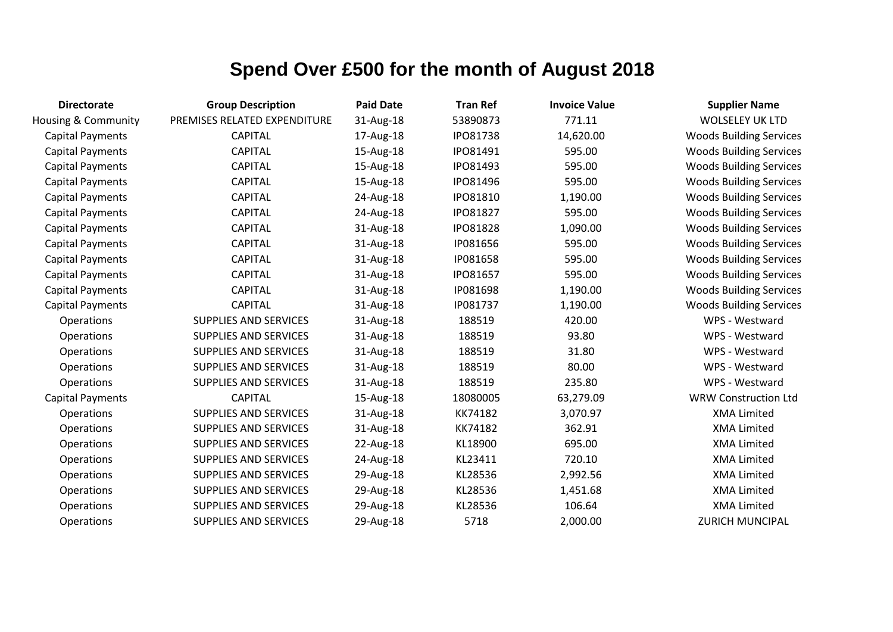# Spend Over £500 for the month of August 2018

| Directorate | Group Description | Paid Date | Tran Ref | Invoice Value | Supplier Name |
|---|---|---|---|---|---|
| Housing & Community | PREMISES RELATED EXPENDITURE | 31-Aug-18 | 53890873 | 771.11 | WOLSELEY UK LTD |
| Capital Payments | CAPITAL | 17-Aug-18 | IPO81738 | 14,620.00 | Woods Building Services |
| Capital Payments | CAPITAL | 15-Aug-18 | IPO81491 | 595.00 | Woods Building Services |
| Capital Payments | CAPITAL | 15-Aug-18 | IPO81493 | 595.00 | Woods Building Services |
| Capital Payments | CAPITAL | 15-Aug-18 | IPO81496 | 595.00 | Woods Building Services |
| Capital Payments | CAPITAL | 24-Aug-18 | IPO81810 | 1,190.00 | Woods Building Services |
| Capital Payments | CAPITAL | 24-Aug-18 | IPO81827 | 595.00 | Woods Building Services |
| Capital Payments | CAPITAL | 31-Aug-18 | IPO81828 | 1,090.00 | Woods Building Services |
| Capital Payments | CAPITAL | 31-Aug-18 | IP081656 | 595.00 | Woods Building Services |
| Capital Payments | CAPITAL | 31-Aug-18 | IP081658 | 595.00 | Woods Building Services |
| Capital Payments | CAPITAL | 31-Aug-18 | IPO81657 | 595.00 | Woods Building Services |
| Capital Payments | CAPITAL | 31-Aug-18 | IP081698 | 1,190.00 | Woods Building Services |
| Capital Payments | CAPITAL | 31-Aug-18 | IP081737 | 1,190.00 | Woods Building Services |
| Operations | SUPPLIES AND SERVICES | 31-Aug-18 | 188519 | 420.00 | WPS - Westward |
| Operations | SUPPLIES AND SERVICES | 31-Aug-18 | 188519 | 93.80 | WPS - Westward |
| Operations | SUPPLIES AND SERVICES | 31-Aug-18 | 188519 | 31.80 | WPS - Westward |
| Operations | SUPPLIES AND SERVICES | 31-Aug-18 | 188519 | 80.00 | WPS - Westward |
| Operations | SUPPLIES AND SERVICES | 31-Aug-18 | 188519 | 235.80 | WPS - Westward |
| Capital Payments | CAPITAL | 15-Aug-18 | 18080005 | 63,279.09 | WRW Construction Ltd |
| Operations | SUPPLIES AND SERVICES | 31-Aug-18 | KK74182 | 3,070.97 | XMA Limited |
| Operations | SUPPLIES AND SERVICES | 31-Aug-18 | KK74182 | 362.91 | XMA Limited |
| Operations | SUPPLIES AND SERVICES | 22-Aug-18 | KL18900 | 695.00 | XMA Limited |
| Operations | SUPPLIES AND SERVICES | 24-Aug-18 | KL23411 | 720.10 | XMA Limited |
| Operations | SUPPLIES AND SERVICES | 29-Aug-18 | KL28536 | 2,992.56 | XMA Limited |
| Operations | SUPPLIES AND SERVICES | 29-Aug-18 | KL28536 | 1,451.68 | XMA Limited |
| Operations | SUPPLIES AND SERVICES | 29-Aug-18 | KL28536 | 106.64 | XMA Limited |
| Operations | SUPPLIES AND SERVICES | 29-Aug-18 | 5718 | 2,000.00 | ZURICH MUNCIPAL |